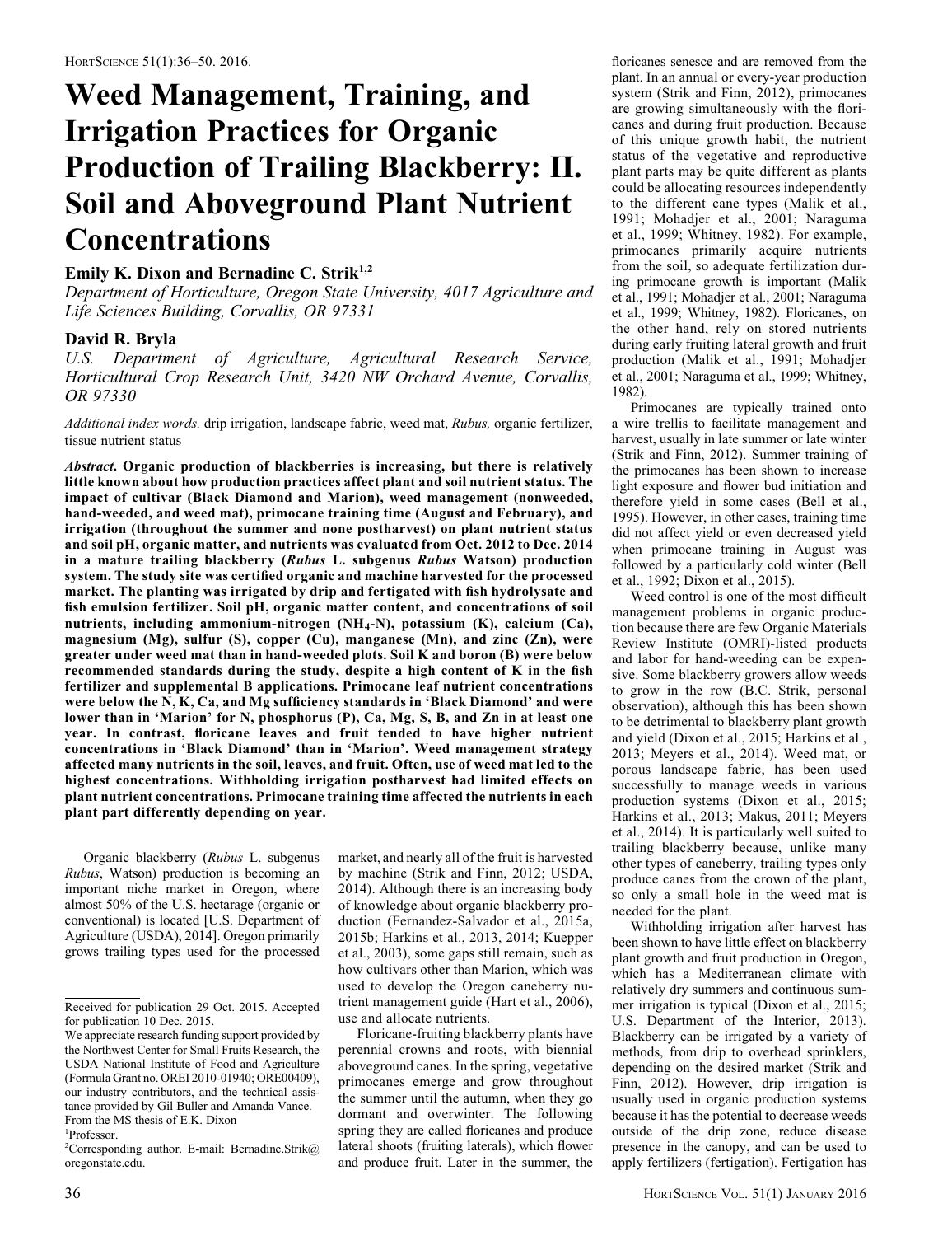# Weed Management, Training, and Irrigation Practices for Organic Production of Trailing Blackberry: II. Soil and Aboveground Plant Nutrient Concentrations

**Emily K. Dixon and Bernadine C. Strik**[1,2]

*Department of Horticulture, Oregon State University, 4017 Agriculture and Life Sciences Building, Corvallis, OR 97331*

**David R. Bryla**

*U.S. Department of Agriculture, Agricultural Research Service, Horticultural Crop Research Unit, 3420 NW Orchard Avenue, Corvallis, OR 97330*

*Additional index words.* drip irrigation, landscape fabric, weed mat, *Rubus,* organic fertilizer, tissue nutrient status

***Abstract.*** **Organic production of blackberries is increasing, but there is relatively little known about how production practices affect plant and soil nutrient status. The impact of cultivar (Black Diamond and Marion), weed management (nonweeded, hand-weeded, and weed mat), primocane training time (August and February), and irrigation (throughout the summer and none postharvest) on plant nutrient status and soil pH, organic matter, and nutrients was evaluated from Oct. 2012 to Dec. 2014 in a mature trailing blackberry (*Rubus* L. subgenus *Rubus* Watson) production system. The study site was certified organic and machine harvested for the processed market. The planting was irrigated by drip and fertigated with fish hydrolysate and fish emulsion fertilizer. Soil pH, organic matter content, and concentrations of soil nutrients, including ammonium-nitrogen ($NH_4$-N), potassium (K), calcium (Ca), magnesium (Mg), sulfur (S), copper (Cu), manganese (Mn), and zinc (Zn), were greater under weed mat than in hand-weeded plots. Soil K and boron (B) were below recommended standards during the study, despite a high content of K in the fish fertilizer and supplemental B applications. Primocane leaf nutrient concentrations were below the N, K, Ca, and Mg sufficiency standards in 'Black Diamond' and were lower than in 'Marion' for N, phosphorus (P), Ca, Mg, S, B, and Zn in at least one year. In contrast, floricane leaves and fruit tended to have higher nutrient concentrations in 'Black Diamond' than in 'Marion'. Weed management strategy affected many nutrients in the soil, leaves, and fruit. Often, use of weed mat led to the highest concentrations. Withholding irrigation postharvest had limited effects on plant nutrient concentrations. Primocane training time affected the nutrients in each plant part differently depending on year.**

Organic blackberry (*Rubus* L. subgenus *Rubus*, Watson) production is becoming an important niche market in Oregon, where almost 50% of the U.S. hectarage (organic or conventional) is located [U.S. Department of Agriculture (USDA), 2014]. Oregon primarily grows trailing types used for the processed market, and nearly all of the fruit is harvested by machine (Strik and Finn, 2012; USDA, 2014). Although there is an increasing body of knowledge about organic blackberry production (Fernandez-Salvador et al., 2015a, 2015b; Harkins et al., 2013, 2014; Kuepper et al., 2003), some gaps still remain, such as how cultivars other than Marion, which was used to develop the Oregon caneberry nutrient management guide (Hart et al., 2006), use and allocate nutrients.

Floricane-fruiting blackberry plants have perennial crowns and roots, with biennial aboveground canes. In the spring, vegetative primocanes emerge and grow throughout the summer until the autumn, when they go dormant and overwinter. The following spring they are called floricanes and produce lateral shoots (fruiting laterals), which flower and produce fruit. Later in the summer, the floricanes senesce and are removed from the plant. In an annual or every-year production system (Strik and Finn, 2012), primocanes are growing simultaneously with the floricanes and during fruit production. Because of this unique growth habit, the nutrient status of the vegetative and reproductive plant parts may be quite different as plants could be allocating resources independently to the different cane types (Malik et al., 1991; Mohadjer et al., 2001; Naraguma et al., 1999; Whitney, 1982). For example, primocanes primarily acquire nutrients from the soil, so adequate fertilization during primocane growth is important (Malik et al., 1991; Mohadjer et al., 2001; Naraguma et al., 1999; Whitney, 1982). Floricanes, on the other hand, rely on stored nutrients during early fruiting lateral growth and fruit production (Malik et al., 1991; Mohadjer et al., 2001; Naraguma et al., 1999; Whitney, 1982).

Primocanes are typically trained onto a wire trellis to facilitate management and harvest, usually in late summer or late winter (Strik and Finn, 2012). Summer training of the primocanes has been shown to increase light exposure and flower bud initiation and therefore yield in some cases (Bell et al., 1995). However, in other cases, training time did not affect yield or even decreased yield when primocane training in August was followed by a particularly cold winter (Bell et al., 1992; Dixon et al., 2015).

Weed control is one of the most difficult management problems in organic production because there are few Organic Materials Review Institute (OMRI)-listed products and labor for hand-weeding can be expensive. Some blackberry growers allow weeds to grow in the row (B.C. Strik, personal observation), although this has been shown to be detrimental to blackberry plant growth and yield (Dixon et al., 2015; Harkins et al., 2013; Meyers et al., 2014). Weed mat, or porous landscape fabric, has been used successfully to manage weeds in various production systems (Dixon et al., 2015; Harkins et al., 2013; Makus, 2011; Meyers et al., 2014). It is particularly well suited to trailing blackberry because, unlike many other types of caneberry, trailing types only produce canes from the crown of the plant, so only a small hole in the weed mat is needed for the plant.

Withholding irrigation after harvest has been shown to have little effect on blackberry plant growth and fruit production in Oregon, which has a Mediterranean climate with relatively dry summers and continuous summer irrigation is typical (Dixon et al., 2015; U.S. Department of the Interior, 2013). Blackberry can be irrigated by a variety of methods, from drip to overhead sprinklers, depending on the desired market (Strik and Finn, 2012). However, drip irrigation is usually used in organic production systems because it has the potential to decrease weeds outside of the drip zone, reduce disease presence in the canopy, and can be used to apply fertilizers (fertigation). Fertigation has

---

Received for publication 29 Oct. 2015. Accepted for publication 10 Dec. 2015.

We appreciate research funding support provided by the Northwest Center for Small Fruits Research, the USDA National Institute of Food and Agriculture (Formula Grant no. OREI 2010-01940; ORE00409), our industry contributors, and the technical assistance provided by Gil Buller and Amanda Vance. From the MS thesis of E.K. Dixon

[1]Professor.

[2]Corresponding author. E-mail: Bernadine.Strik@oregonstate.edu.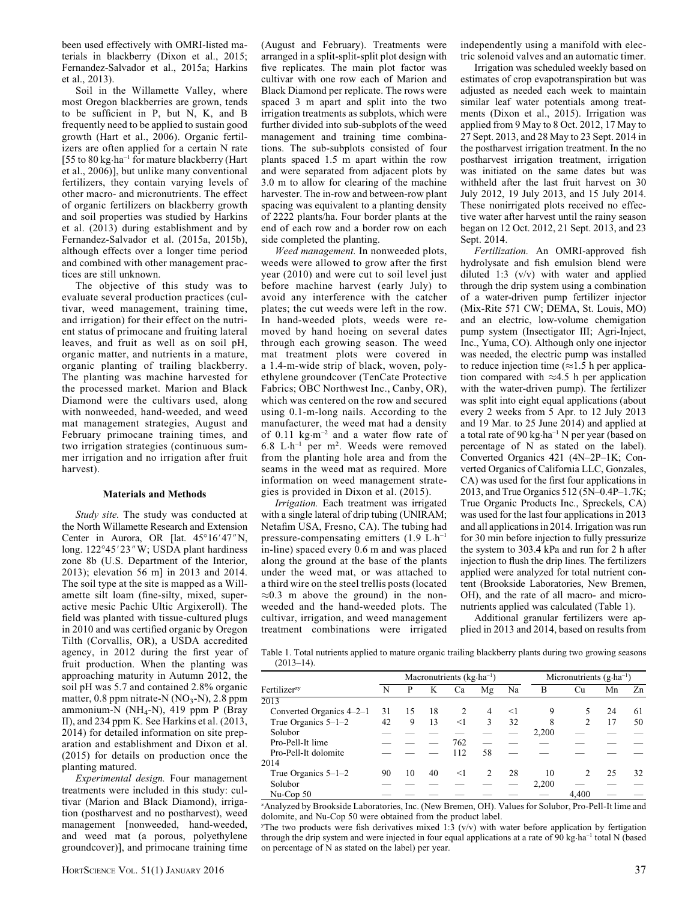been used effectively with OMRI-listed materials in blackberry (Dixon et al., 2015; Fernandez-Salvador et al., 2015a; Harkins et al., 2013).

Soil in the Willamette Valley, where most Oregon blackberries are grown, tends to be sufficient in P, but N, K, and B frequently need to be applied to sustain good growth (Hart et al., 2006). Organic fertilizers are often applied for a certain N rate [55 to 80 $kg \cdot ha^{-1}$ for mature blackberry (Hart et al., 2006)], but unlike many conventional fertilizers, they contain varying levels of other macro- and micronutrients. The effect of organic fertilizers on blackberry growth and soil properties was studied by Harkins et al. (2013) during establishment and by Fernandez-Salvador et al. (2015a, 2015b), although effects over a longer time period and combined with other management practices are still unknown.

The objective of this study was to evaluate several production practices (cultivar, weed management, training time, and irrigation) for their effect on the nutrient status of primocane and fruiting lateral leaves, and fruit as well as on soil pH, organic matter, and nutrients in a mature, organic planting of trailing blackberry. The planting was machine harvested for the processed market. Marion and Black Diamond were the cultivars used, along with nonweeded, hand-weeded, and weed mat management strategies, August and February primocane training times, and two irrigation strategies (continuous summer irrigation and no irrigation after fruit harvest).

## Materials and Methods

*Study site.* The study was conducted at the North Willamette Research and Extension Center in Aurora, OR [lat. 45°16′47″N, long. 122°45′23″W; USDA plant hardiness zone 8b (U.S. Department of the Interior, 2013); elevation 56 m] in 2013 and 2014. The soil type at the site is mapped as a Willamette silt loam (fine-silty, mixed, superactive mesic Pachic Ultic Argixeroll). The field was planted with tissue-cultured plugs in 2010 and was certified organic by Oregon Tilth (Corvallis, OR), a USDA accredited agency, in 2012 during the first year of fruit production. When the planting was approaching maturity in Autumn 2012, the soil pH was 5.7 and contained 2.8% organic matter, 0.8 ppm nitrate-N ($NO_3$-N), 2.8 ppm ammonium-N ($NH_4$-N), 419 ppm P (Bray II), and 234 ppm K. See Harkins et al. (2013, 2014) for detailed information on site preparation and establishment and Dixon et al. (2015) for details on production once the planting matured.

*Experimental design.* Four management treatments were included in this study: cultivar (Marion and Black Diamond), irrigation (postharvest and no postharvest), weed management [nonweeded, hand-weeded, and weed mat (a porous, polyethylene groundcover)], and primocane training time (August and February). Treatments were arranged in a split-split-split plot design with five replicates. The main plot factor was cultivar with one row each of Marion and Black Diamond per replicate. The rows were spaced 3 m apart and split into the two irrigation treatments as subplots, which were further divided into sub-subplots of the weed management and training time combinations. The sub-subplots consisted of four plants spaced 1.5 m apart within the row and were separated from adjacent plots by 3.0 m to allow for clearing of the machine harvester. The in-row and between-row plant spacing was equivalent to a planting density of 2222 plants/ha. Four border plants at the end of each row and a border row on each side completed the planting.

*Weed management.* In nonweeded plots, weeds were allowed to grow after the first year (2010) and were cut to soil level just before machine harvest (early July) to avoid any interference with the catcher plates; the cut weeds were left in the row. In hand-weeded plots, weeds were removed by hand hoeing on several dates through each growing season. The weed mat treatment plots were covered in a 1.4-m-wide strip of black, woven, polyethylene groundcover (TenCate Protective Fabrics; OBC Northwest Inc., Canby, OR), which was centered on the row and secured using 0.1-m-long nails. According to the manufacturer, the weed mat had a density of 0.11 $kg \cdot m^{-2}$ and a water flow rate of 6.8 $L \cdot h^{-1}$ per $m^2$. Weeds were removed from the planting hole area and from the seams in the weed mat as required. More information on weed management strategies is provided in Dixon et al. (2015).

*Irrigation.* Each treatment was irrigated with a single lateral of drip tubing (UNIRAM; Netafim USA, Fresno, CA). The tubing had pressure-compensating emitters (1.9 $L \cdot h^{-1}$ in-line) spaced every 0.6 m and was placed along the ground at the base of the plants under the weed mat, or was attached to a third wire on the steel trellis posts (located ≈0.3 m above the ground) in the nonweeded and the hand-weeded plots. The cultivar, irrigation, and weed management treatment combinations were irrigated independently using a manifold with electric solenoid valves and an automatic timer.

Irrigation was scheduled weekly based on estimates of crop evapotranspiration but was adjusted as needed each week to maintain similar leaf water potentials among treatments (Dixon et al., 2015). Irrigation was applied from 9 May to 8 Oct. 2012, 17 May to 27 Sept. 2013, and 28 May to 23 Sept. 2014 in the postharvest irrigation treatment. In the no postharvest irrigation treatment, irrigation was initiated on the same dates but was withheld after the last fruit harvest on 30 July 2012, 19 July 2013, and 15 July 2014. These nonirrigated plots received no effective water after harvest until the rainy season began on 12 Oct. 2012, 21 Sept. 2013, and 23 Sept. 2014.

*Fertilization.* An OMRI-approved fish hydrolysate and fish emulsion blend were diluted 1:3 (v/v) with water and applied through the drip system using a combination of a water-driven pump fertilizer injector (Mix-Rite 571 CW; DEMA, St. Louis, MO) and an electric, low-volume chemigation pump system (Insectigator III; Agri-Inject, Inc., Yuma, CO). Although only one injector was needed, the electric pump was installed to reduce injection time (≈1.5 h per application compared with ≈4.5 h per application with the water-driven pump). The fertilizer was split into eight equal applications (about every 2 weeks from 5 Apr. to 12 July 2013 and 19 Mar. to 25 June 2014) and applied at a total rate of 90 $kg \cdot ha^{-1}$ N per year (based on percentage of N as stated on the label). Converted Organics 421 (4N–2P–1K; Converted Organics of California LLC, Gonzales, CA) was used for the first four applications in 2013, and True Organics 512 (5N–0.4P–1.7K; True Organic Products Inc., Spreckels, CA) was used for the last four applications in 2013 and all applications in 2014. Irrigation was run for 30 min before injection to fully pressurize the system to 303.4 kPa and run for 2 h after injection to flush the drip lines. The fertilizers applied were analyzed for total nutrient content (Brookside Laboratories, New Bremen, OH), and the rate of all macro- and micronutrients applied was calculated (Table 1).

Additional granular fertilizers were applied in 2013 and 2014, based on results from

Table 1. Total nutrients applied to mature organic trailing blackberry plants during two growing seasons (2013–14).

| | Macronutrients ($kg \cdot ha^{-1}$) | | | | | | Micronutrients ($g \cdot ha^{-1}$) | | | |
|---|---|---|---|---|---|---|---|---|---|---|
| Fertilizer[zy] | N | P | K | Ca | Mg | Na | B | Cu | Mn | Zn |
| 2013 | | | | | | | | | | |
| Converted Organics 4–2–1 | 31 | 15 | 18 | 2 | 4 | <1 | 9 | 5 | 24 | 61 |
| True Organics 5–1–2 | 42 | 9 | 13 | <1 | 3 | 32 | 8 | 2 | 17 | 50 |
| Solubor | — | — | — | — | — | — | 2,200 | — | — | — |
| Pro-Pell-It lime | — | — | — | 762 | — | — | — | — | — | — |
| Pro-Pell-It dolomite | — | — | — | 112 | 58 | — | — | — | — | — |
| 2014 | | | | | | | | | | |
| True Organics 5–1–2 | 90 | 10 | 40 | <1 | 2 | 28 | 10 | 2 | 25 | 32 |
| Solubor | — | — | — | — | — | — | 2,200 | — | — | — |
| Nu-Cop 50 | — | — | — | — | — | — | — | 4,400 | — | — |

[z]Analyzed by Brookside Laboratories, Inc. (New Bremen, OH). Values for Solubor, Pro-Pell-It lime and dolomite, and Nu-Cop 50 were obtained from the product label.

[y]The two products were fish derivatives mixed 1:3 (v/v) with water before application by fertigation through the drip system and were injected in four equal applications at a rate of 90 $kg \cdot ha^{-1}$ total N (based on percentage of N as stated on the label) per year.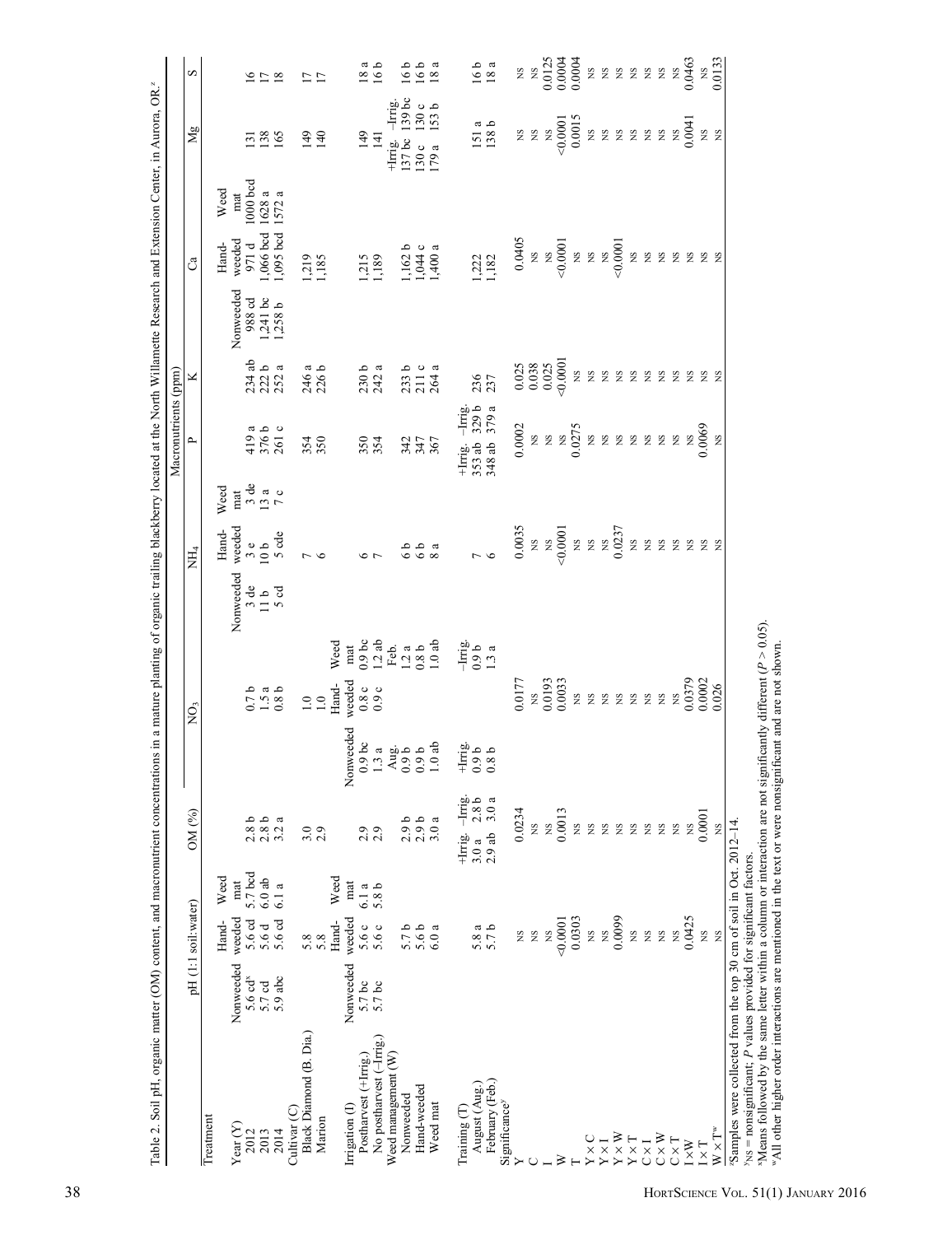Table 2. Soil pH, organic matter (OM) content, and macronutrient concentrations in a mature planting of organic trailing blackberry located at the North Willamette Research and Extension Center, in Aurora, OR.[z]

| Treatment | pH (1:1 soil:water) | | | OM (%) | | $NO_3$ | | | $NH_4$ | | | P | | K | Ca | | | Mg | | S |
|---|---|---|---|---|---|---|---|---|---|---|---|---|---|---|---|---|---|---|---|---|
| | | | | | | | | | Macronutrients (ppm) | | | | | | | | | | | |
| Year (Y) | Nonweeded | Hand-weeded | Weed mat | | | | | | Nonweeded | Hand-weeded | Weed mat | | | | Nonweeded | Hand-weeded | Weed mat | | | |
| 2012 | 5.6 cd[x] | 5.6 cd | 5.7 bcd | 2.8 b | | 0.7 b | | | 3 de | 3 e | 3 de | 419 a | | 234 ab | 988 cd | 971 d | 1000 bcd | 131 | | 16 |
| 2013 | 5.7 cd | 5.6 d | 6.0 ab | 2.8 b | | 1.5 a | | | 11 b | 10 b | 13 a | 376 b | | 222 b | 1,241 bc | 1,066 bcd | 1628 a | 138 | | 17 |
| 2014 | 5.9 abc | 5.6 cd | 6.1 a | 3.2 a | | 0.8 b | | | 5 cd | 5 cde | 7 c | 261 c | | 252 a | 1,258 b | 1,095 bcd | 1572 a | 165 | | 18 |
| Cultivar (C) | | | | | | | | | | | | | | | | | | | | |
| Black Diamond (B. Dia.) | 5.8 | | | 3.0 | | 1.0 | | | 7 | | | 354 | | 246 a | 1,219 | | | 149 | | 17 |
| Marion | 5.8 | | | 2.9 | | 1.0 | | | 6 | | | 350 | | 226 b | 1,185 | | | 140 | | 17 |
| Irrigation (I) | Nonweeded | Hand-weeded | Weed mat | | | Nonweeded | Hand-weeded | Weed mat | | | | | | | | | | | | |
| Postharvest (+Irrig.) | 5.7 bc | 5.6 c | 6.1 a | 2.9 | | 0.9 bc | 0.8 c | 0.9 bc | 6 | | | 350 | | 230 b | 1,215 | | | 149 | | 18 a |
| No postharvest (−Irrig.) | 5.7 bc | 5.6 c | 5.8 b | 2.9 | | 1.3 a | 0.9 c | 1.2 ab | 7 | | | 354 | | 242 a | 1,189 | | | 141 | | 16 b |
| Weed management (W) | | | | | | Aug. | Feb. | | | | | | | | | | | +Irrig. | −Irrig. | |
| Nonweeded | 5.7 b | | | 2.9 b | | 0.9 b | 1.2 a | | 6 b | | | 342 | | 233 b | 1,162 b | | | 137 bc | 139 bc | 16 b |
| Hand-weeded | 5.6 b | | | 2.9 b | | 0.9 b | 0.8 b | | 6 b | | | 347 | | 211 c | 1,044 c | | | 130 c | 130 c | 16 b |
| Weed mat | 6.0 a | | | 3.0 a | | 1.0 ab | 1.0 ab | | 8 a | | | 367 | | 264 a | 1,400 a | | | 179 a | 153 b | 18 a |
| Training (T) | | | | +Irrig. | −Irrig. | +Irrig. | −Irrig. | | | | | +Irrig. | −Irrig. | | | | | | | |
| August (Aug.) | 5.8 a | | | 3.0 a | 2.8 b | 0.9 b | 0.9 b | | 7 | | | 353 ab | 329 b | 236 | 1,222 | | | 151 a | | 16 b |
| February (Feb.) | 5.7 b | | | 2.9 ab | 3.0 a | 0.8 b | 1.3 a | | 6 | | | 348 ab | 379 a | 237 | 1,182 | | | 138 b | | 18 a |
| Significance[y] | | | | | | | | | | | | | | | | | | | | |
| Y | NS | | | 0.0234 | | 0.0177 | | | 0.0035 | | | 0.0002 | | 0.025 | 0.0405 | | | NS | | NS |
| C | NS | | | NS | | NS | | | NS | | | NS | | 0.038 | NS | | | NS | | NS |
| I | NS | | | NS | | 0.0193 | | | NS | | | NS | | 0.025 | NS | | | NS | | 0.0125 |
| W | <0.0001 | | | 0.0013 | | 0.0033 | | | <0.0001 | | | NS | | <0.0001 | <0.0001 | | | <0.0001 | | 0.0004 |
| T | 0.0303 | | | NS | | NS | | | NS | | | 0.0275 | | NS | NS | | | 0.0015 | | 0.0004 |
| Y × C | NS | | | NS | | NS | | | NS | | | NS | | NS | NS | | | NS | | NS |
| Y × I | NS | | | NS | | NS | | | NS | | | NS | | NS | NS | | | NS | | NS |
| Y × W | 0.0099 | | | NS | | NS | | | 0.0237 | | | NS | | NS | <0.0001 | | | NS | | NS |
| Y × T | NS | | | NS | | NS | | | NS | | | NS | | NS | NS | | | NS | | NS |
| C × I | NS | | | NS | | NS | | | NS | | | NS | | NS | NS | | | NS | | NS |
| C × W | NS | | | NS | | NS | | | NS | | | NS | | NS | NS | | | NS | | NS |
| C × T | NS | | | NS | | NS | | | NS | | | NS | | NS | NS | | | NS | | NS |
| I × W | 0.0425 | | | NS | | 0.0379 | | | NS | | | NS | | NS | NS | | | 0.0041 | | 0.0463 |
| I × T | NS | | | 0.0001 | | 0.0002 | | | NS | | | 0.0069 | | NS | NS | | | NS | | NS |
| W × T[w] | NS | | | NS | | 0.026 | | | NS | | | NS | | NS | NS | | | NS | | 0.0133 |

[z]Samples were collected from the top 30 cm of soil in Oct. 2012–14.
[y]NS = nonsignificant; P values provided for significant factors.
[x]Means followed by the same letter within a column or interaction are not significantly different ($P > 0.05$).
[w]All other higher order interactions are mentioned in the text or were nonsignificant and are not shown.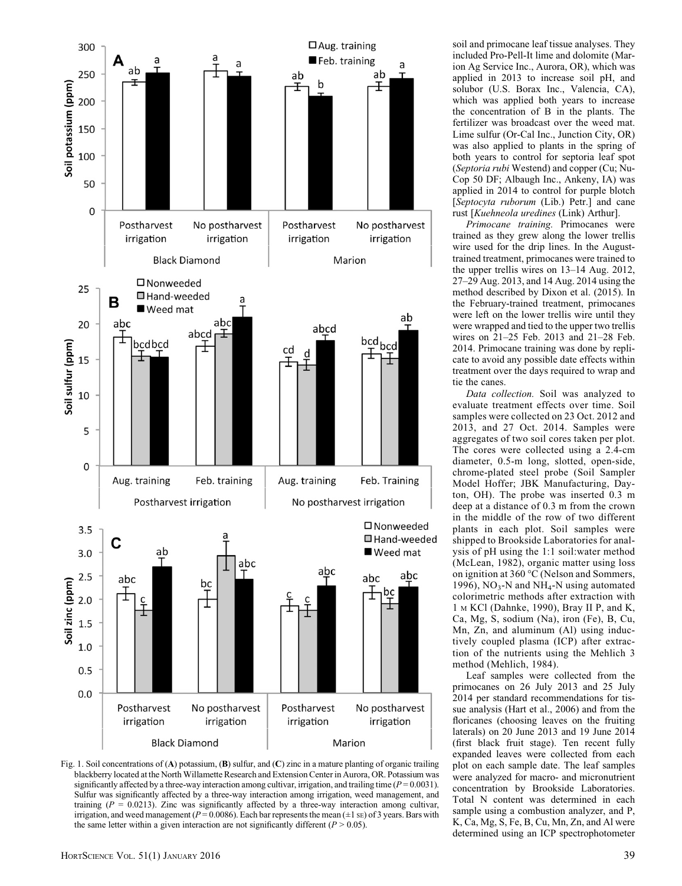Fig. 1. Soil concentrations of (**A**) potassium, (**B**) sulfur, and (**C**) zinc in a mature planting of organic trailing blackberry located at the North Willamette Research and Extension Center in Aurora, OR. Potassium was significantly affected by a three-way interaction among cultivar, irrigation, and trailing time ($P = 0.0031$). Sulfur was significantly affected by a three-way interaction among irrigation, weed management, and training ($P = 0.0213$). Zinc was significantly affected by a three-way interaction among cultivar, irrigation, and weed management ($P = 0.0086$). Each bar represents the mean (±1 SE) of 3 years. Bars with the same letter within a given interaction are not significantly different ($P > 0.05$).

soil and primocane leaf tissue analyses. They included Pro-Pell-It lime and dolomite (Marion Ag Service Inc., Aurora, OR), which was applied in 2013 to increase soil pH, and solubor (U.S. Borax Inc., Valencia, CA), which was applied both years to increase the concentration of B in the plants. The fertilizer was broadcast over the weed mat. Lime sulfur (Or-Cal Inc., Junction City, OR) was also applied to plants in the spring of both years to control for septoria leaf spot (*Septoria rubi* Westend) and copper (Cu; Nu-Cop 50 DF; Albaugh Inc., Ankeny, IA) was applied in 2014 to control for purple blotch [*Septocyta ruborum* (Lib.) Petr.] and cane rust [*Kuehneola uredines* (Link) Arthur].

*Primocane training.* Primocanes were trained as they grew along the lower trellis wire used for the drip lines. In the August-trained treatment, primocanes were trained to the upper trellis wires on 13–14 Aug. 2012, 27–29 Aug. 2013, and 14 Aug. 2014 using the method described by Dixon et al. (2015). In the February-trained treatment, primocanes were left on the lower trellis wire until they were wrapped and tied to the upper two trellis wires on 21–25 Feb. 2013 and 21–28 Feb. 2014. Primocane training was done by replicate to avoid any possible date effects within treatment over the days required to wrap and tie the canes.

*Data collection.* Soil was analyzed to evaluate treatment effects over time. Soil samples were collected on 23 Oct. 2012 and 2013, and 27 Oct. 2014. Samples were aggregates of two soil cores taken per plot. The cores were collected using a 2.4-cm diameter, 0.5-m long, slotted, open-side, chrome-plated steel probe (Soil Sampler Model Hoffer; JBK Manufacturing, Dayton, OH). The probe was inserted 0.3 m deep at a distance of 0.3 m from the crown in the middle of the row of two different plants in each plot. Soil samples were shipped to Brookside Laboratories for analysis of pH using the 1:1 soil:water method (McLean, 1982), organic matter using loss on ignition at 360 °C (Nelson and Sommers, 1996), $NO_3$-N and $NH_4$-N using automated colorimetric methods after extraction with 1 M KCl (Dahnke, 1990), Bray II P, and K, Ca, Mg, S, sodium (Na), iron (Fe), B, Cu, Mn, Zn, and aluminum (Al) using inductively coupled plasma (ICP) after extraction of the nutrients using the Mehlich 3 method (Mehlich, 1984).

Leaf samples were collected from the primocanes on 26 July 2013 and 25 July 2014 per standard recommendations for tissue analysis (Hart et al., 2006) and from the floricanes (choosing leaves on the fruiting laterals) on 20 June 2013 and 19 June 2014 (first black fruit stage). Ten recent fully expanded leaves were collected from each plot on each sample date. The leaf samples were analyzed for macro- and micronutrient concentration by Brookside Laboratories. Total N content was determined in each sample using a combustion analyzer, and P, K, Ca, Mg, S, Fe, B, Cu, Mn, Zn, and Al were determined using an ICP spectrophotometer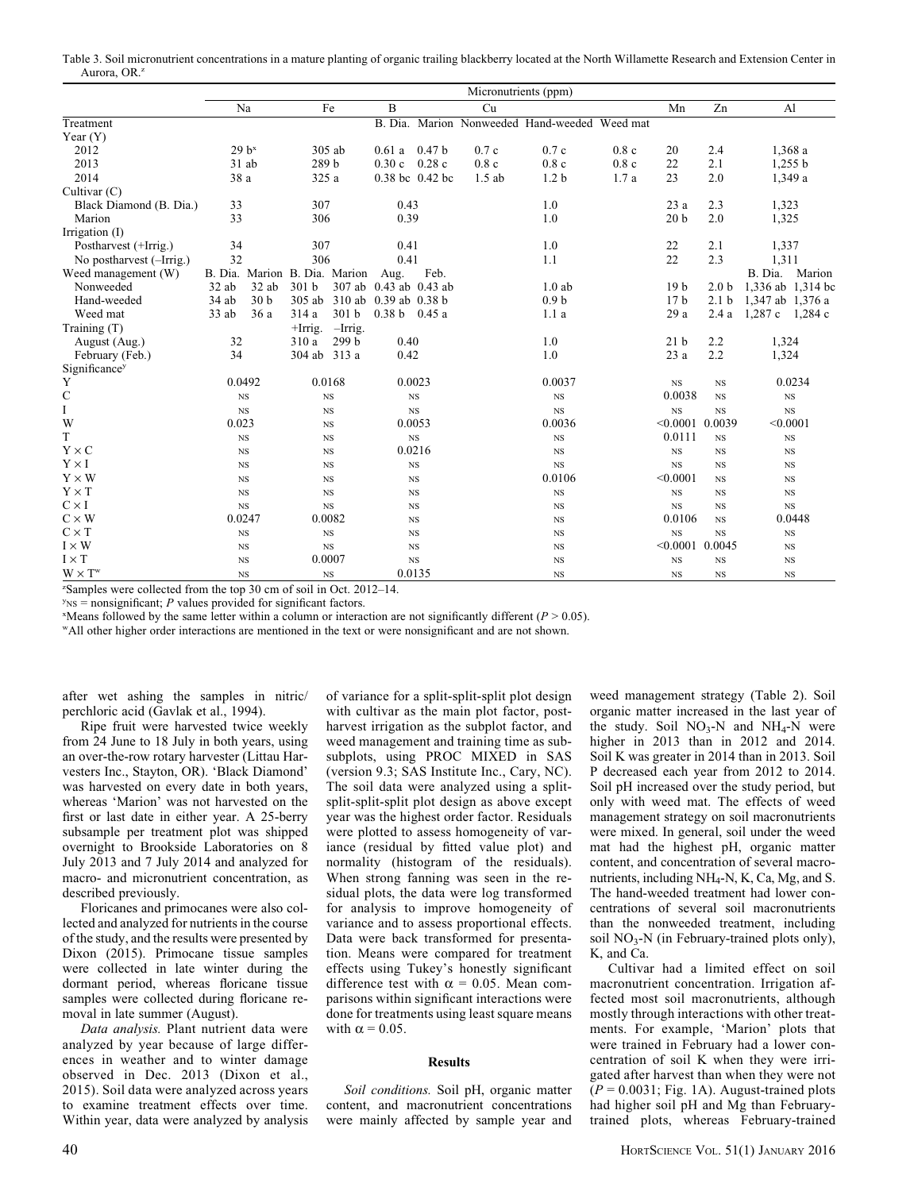Table 3. Soil micronutrient concentrations in a mature planting of organic trailing blackberry located at the North Willamette Research and Extension Center in Aurora, OR.[z]

| | Micronutrients (ppm) | | | | | | | | | | | | |
|---|---|---|---|---|---|---|---|---|---|---|---|---|---|
| | Na | | Fe | | B | | Cu | | | Mn | Zn | Al | |
| Treatment | | | | | B. Dia. | Marion | Nonweeded | Hand-weeded | Weed mat | | | | |
| Year (Y) | | | | | | | | | | | | | |
| 2012 | 29 b[x] | | 305 ab | | 0.61 a | 0.47 b | 0.7 c | 0.7 c | 0.8 c | 20 | 2.4 | 1,368 a | |
| 2013 | 31 ab | | 289 b | | 0.30 c | 0.28 c | 0.8 c | 0.8 c | 0.8 c | 22 | 2.1 | 1,255 b | |
| 2014 | 38 a | | 325 a | | 0.38 bc | 0.42 bc | 1.5 ab | 1.2 b | 1.7 a | 23 | 2.0 | 1,349 a | |
| Cultivar (C) | | | | | | | | | | | | | |
| Black Diamond (B. Dia.) | 33 | | 307 | | 0.43 | | 1.0 | | | 23 a | 2.3 | 1,323 | |
| Marion | 33 | | 306 | | 0.39 | | 1.0 | | | 20 b | 2.0 | 1,325 | |
| Irrigation (I) | | | | | | | | | | | | | |
| Postharvest (+Irrig.) | 34 | | 307 | | 0.41 | | 1.0 | | | 22 | 2.1 | 1,337 | |
| No postharvest (–Irrig.) | 32 | | 306 | | 0.41 | | 1.1 | | | 22 | 2.3 | 1,311 | |
| Weed management (W) | B. Dia. | Marion | B. Dia. | Marion | Aug. | Feb. | | | | | | B. Dia. | Marion |
| Nonweeded | 32 ab | 32 ab | 301 b | 307 ab | 0.43 ab | 0.43 ab | 1.0 ab | | | 19 b | 2.0 b | 1,336 ab | 1,314 bc |
| Hand-weeded | 34 ab | 30 b | 305 ab | 310 ab | 0.39 ab | 0.38 b | 0.9 b | | | 17 b | 2.1 b | 1,347 ab | 1,376 a |
| Weed mat | 33 ab | 36 a | 314 a | 301 b | 0.38 b | 0.45 a | 1.1 a | | | 29 a | 2.4 a | 1,287 c | 1,284 c |
| Training (T) | | | +Irrig. | –Irrig. | | | | | | | | | |
| August (Aug.) | 32 | | 310 a | 299 b | 0.40 | | 1.0 | | | 21 b | 2.2 | 1,324 | |
| February (Feb.) | 34 | | 304 ab | 313 a | 0.42 | | 1.0 | | | 23 a | 2.2 | 1,324 | |
| Significance[y] | | | | | | | | | | | | | |
| Y | 0.0492 | | 0.0168 | | 0.0023 | | 0.0037 | | | NS | NS | 0.0234 | |
| C | NS | | NS | | NS | | NS | | | 0.0038 | NS | NS | |
| I | NS | | NS | | NS | | NS | | | NS | NS | NS | |
| W | 0.023 | | NS | | 0.0053 | | 0.0036 | | | <0.0001 | 0.0039 | <0.0001 | |
| T | NS | | NS | | NS | | NS | | | 0.0111 | NS | NS | |
| Y × C | NS | | NS | | 0.0216 | | NS | | | NS | NS | NS | |
| Y × I | NS | | NS | | NS | | NS | | | NS | NS | NS | |
| Y × W | NS | | NS | | NS | | 0.0106 | | | <0.0001 | NS | NS | |
| Y × T | NS | | NS | | NS | | NS | | | NS | NS | NS | |
| C × I | NS | | NS | | NS | | NS | | | NS | NS | NS | |
| C × W | 0.0247 | | 0.0082 | | NS | | NS | | | 0.0106 | NS | 0.0448 | |
| C × T | NS | | NS | | NS | | NS | | | NS | NS | NS | |
| I × W | NS | | NS | | NS | | NS | | | <0.0001 | 0.0045 | NS | |
| I × T | NS | | 0.0007 | | NS | | NS | | | NS | NS | NS | |
| W × T[w] | NS | | NS | | 0.0135 | | NS | | | NS | NS | NS | |

[z]Samples were collected from the top 30 cm of soil in Oct. 2012–14.
[y]NS = nonsignificant; *P* values provided for significant factors.
[x]Means followed by the same letter within a column or interaction are not significantly different ($P > 0.05$).
[w]All other higher order interactions are mentioned in the text or were nonsignificant and are not shown.

after wet ashing the samples in nitric/perchloric acid (Gavlak et al., 1994).

Ripe fruit were harvested twice weekly from 24 June to 18 July in both years, using an over-the-row rotary harvester (Littau Harvesters Inc., Stayton, OR). 'Black Diamond' was harvested on every date in both years, whereas 'Marion' was not harvested on the first or last date in either year. A 25-berry subsample per treatment plot was shipped overnight to Brookside Laboratories on 8 July 2013 and 7 July 2014 and analyzed for macro- and micronutrient concentration, as described previously.

Floricanes and primocanes were also collected and analyzed for nutrients in the course of the study, and the results were presented by Dixon (2015). Primocane tissue samples were collected in late winter during the dormant period, whereas floricane tissue samples were collected during floricane removal in late summer (August).

*Data analysis.* Plant nutrient data were analyzed by year because of large differences in weather and to winter damage observed in Dec. 2013 (Dixon et al., 2015). Soil data were analyzed across years to examine treatment effects over time. Within year, data were analyzed by analysis of variance for a split-split-split plot design with cultivar as the main plot factor, postharvest irrigation as the subplot factor, and weed management and training time as sub-subplots, using PROC MIXED in SAS (version 9.3; SAS Institute Inc., Cary, NC). The soil data were analyzed using a split-split-split-split plot design as above except year was the highest order factor. Residuals were plotted to assess homogeneity of variance (residual by fitted value plot) and normality (histogram of the residuals). When strong fanning was seen in the residual plots, the data were log transformed for analysis to improve homogeneity of variance and to assess proportional effects. Data were back transformed for presentation. Means were compared for treatment effects using Tukey's honestly significant difference test with $\alpha = 0.05$. Mean comparisons within significant interactions were done for treatments using least square means with $\alpha = 0.05$.

## Results

*Soil conditions.* Soil pH, organic matter content, and macronutrient concentrations were mainly affected by sample year and weed management strategy (Table 2). Soil organic matter increased in the last year of the study. Soil $NO_3$-N and $NH_4$-N were higher in 2013 than in 2012 and 2014. Soil K was greater in 2014 than in 2013. Soil P decreased each year from 2012 to 2014. Soil pH increased over the study period, but only with weed mat. The effects of weed management strategy on soil macronutrients were mixed. In general, soil under the weed mat had the highest pH, organic matter content, and concentration of several macronutrients, including $NH_4$-N, K, Ca, Mg, and S. The hand-weeded treatment had lower concentrations of several soil macronutrients than the nonweeded treatment, including soil $NO_3$-N (in February-trained plots only), K, and Ca.

Cultivar had a limited effect on soil macronutrient concentration. Irrigation affected most soil macronutrients, although mostly through interactions with other treatments. For example, 'Marion' plots that were trained in February had a lower concentration of soil K when they were irrigated after harvest than when they were not ($P = 0.0031$; Fig. 1A). August-trained plots had higher soil pH and Mg than February-trained plots, whereas February-trained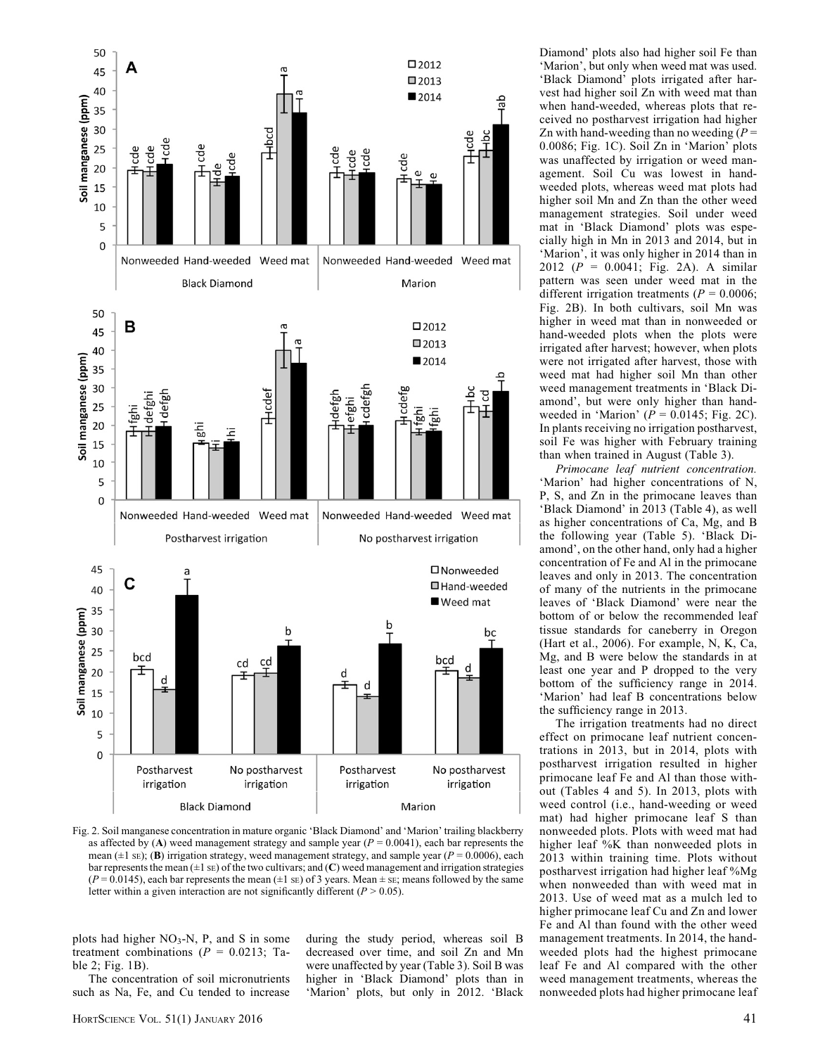Fig. 2. Soil manganese concentration in mature organic 'Black Diamond' and 'Marion' trailing blackberry as affected by (**A**) weed management strategy and sample year ($P = 0.0041$), each bar represents the mean (±1 SE); (**B**) irrigation strategy, weed management strategy, and sample year ($P = 0.0006$), each bar represents the mean (±1 SE) of the two cultivars; and (**C**) weed management and irrigation strategies ($P = 0.0145$), each bar represents the mean (±1 SE) of 3 years. Mean ± SE; means followed by the same letter within a given interaction are not significantly different ($P > 0.05$).

plots had higher $NO_3$-N, P, and S in some treatment combinations ($P = 0.0213$; Table 2; Fig. 1B).

The concentration of soil micronutrients such as Na, Fe, and Cu tended to increase during the study period, whereas soil B decreased over time, and soil Zn and Mn were unaffected by year (Table 3). Soil B was higher in 'Black Diamond' plots than in 'Marion' plots, but only in 2012. 'Black Diamond' plots also had higher soil Fe than 'Marion', but only when weed mat was used. 'Black Diamond' plots irrigated after harvest had higher soil Zn with weed mat than when hand-weeded, whereas plots that received no postharvest irrigation had higher Zn with hand-weeding than no weeding ($P = 0.0086$; Fig. 1C). Soil Zn in 'Marion' plots was unaffected by irrigation or weed management. Soil Cu was lowest in hand-weeded plots, whereas weed mat plots had higher soil Mn and Zn than the other weed management strategies. Soil under weed mat in 'Black Diamond' plots was especially high in Mn in 2013 and 2014, but in 'Marion', it was only higher in 2014 than in 2012 ($P = 0.0041$; Fig. 2A). A similar pattern was seen under weed mat in the different irrigation treatments ($P = 0.0006$; Fig. 2B). In both cultivars, soil Mn was higher in weed mat than in nonweeded or hand-weeded plots when the plots were irrigated after harvest; however, when plots were not irrigated after harvest, those with weed mat had higher soil Mn than other weed management treatments in 'Black Diamond', but were only higher than hand-weeded in 'Marion' ($P = 0.0145$; Fig. 2C). In plants receiving no irrigation postharvest, soil Fe was higher with February training than when trained in August (Table 3).

*Primocane leaf nutrient concentration.* 'Marion' had higher concentrations of N, P, S, and Zn in the primocane leaves than 'Black Diamond' in 2013 (Table 4), as well as higher concentrations of Ca, Mg, and B the following year (Table 5). 'Black Diamond', on the other hand, only had a higher concentration of Fe and Al in the primocane leaves and only in 2013. The concentration of many of the nutrients in the primocane leaves of 'Black Diamond' were near the bottom of or below the recommended leaf tissue standards for caneberry in Oregon (Hart et al., 2006). For example, N, K, Ca, Mg, and B were below the standards in at least one year and P dropped to the very bottom of the sufficiency range in 2014. 'Marion' had leaf B concentrations below the sufficiency range in 2013.

The irrigation treatments had no direct effect on primocane leaf nutrient concentrations in 2013, but in 2014, plots with postharvest irrigation resulted in higher primocane leaf Fe and Al than those without (Tables 4 and 5). In 2013, plots with weed control (i.e., hand-weeding or weed mat) had higher primocane leaf S than nonweeded plots. Plots with weed mat had higher leaf %K than nonweeded plots in 2013 within training time. Plots without postharvest irrigation had higher leaf %Mg when nonweeded than with weed mat in 2013. Use of weed mat as a mulch led to higher primocane leaf Cu and Zn and lower Fe and Al than found with the other weed management treatments. In 2014, the hand-weeded plots had the highest primocane leaf Fe and Al compared with the other weed management treatments, whereas the nonweeded plots had higher primocane leaf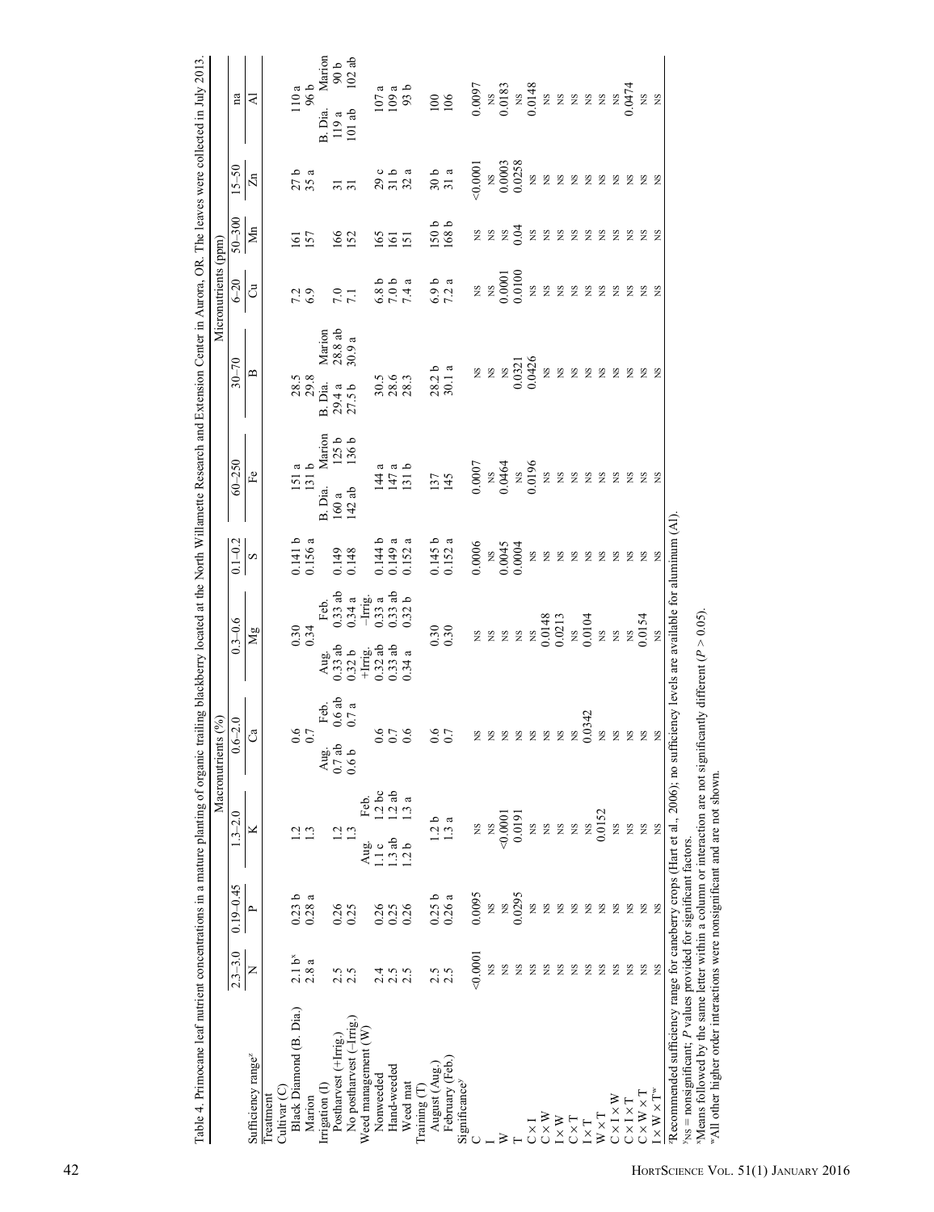Table 4. Primocane leaf nutrient concentrations in a mature planting of organic trailing blackberry located at the North Willamette Research and Extension Center in Aurora, OR. The leaves were collected in July 2013.

| | Macronutrients (%) | | | | | | Micronutrients (ppm) | | | | | |
|---|---|---|---|---|---|---|---|---|---|---|---|---|
| Sufficiency range[z] | 2.3–3.0 | 0.19–0.45 | 1.3–2.0 | 0.6–2.0 | 0.3–0.6 | 0.1–0.2 | 60–250 | 30–70 | 6–20 | 50–300 | 15–50 | na |
| Treatment | N | P | K | Ca | Mg | S | Fe | B | Cu | Mn | Zn | Al |
| Cultivar (C) | | | | | | | | | | | | |
| Black Diamond (B. Dia.) | 2.1 b[x] | 0.23 b | 1.2 | 0.6 | 0.30 | 0.141 b | 151 a | 28.5 | 7.2 | 161 | 27 b | 110 a |
| Marion | 2.8 a | 0.28 a | 1.3 | 0.7 | 0.34 | 0.156 a | 131 b | 29.8 | 6.9 | 157 | 35 a | 96 b |
| Irrigation (I) | | | | Aug. / Feb. | Aug. / Feb. | | B. Dia. / Marion | B. Dia. / Marion | | | | B. Dia. / Marion |
| Postharvest (+Irrig.) | 2.5 | 0.26 | 1.2 | 0.7 ab / 0.6 ab | 0.33 ab / 0.33 ab | 0.149 | 160 a / 125 b | 29.4 a / 28.8 ab | 7.0 | 166 | 31 | 119 a / 90 b |
| No postharvest (−Irrig.) | 2.5 | 0.25 | 1.3 | 0.6 b / 0.7 a | 0.32 b / 0.34 a | 0.148 | 142 ab / 136 b | 27.5 b / 30.9 a | 7.1 | 152 | 31 | 101 ab / 102 ab |
| Weed management (W) | | | Aug. / Feb. | | +Irrig. / −Irrig. | | | | | | | |
| Nonweeded | 2.4 | 0.26 | 1.1 c / 1.2 bc | 0.6 | 0.32 ab / 0.33 a | 0.144 b | 144 a | 30.5 | 6.8 b | 165 | 29 c | 107 a |
| Hand-weeded | 2.5 | 0.25 | 1.3 ab / 1.2 ab | 0.7 | 0.33 ab / 0.33 ab | 0.149 a | 147 a | 28.6 | 7.0 b | 161 | 31 b | 109 a |
| Weed mat | 2.5 | 0.26 | 1.2 b / 1.3 a | 0.6 | 0.34 a / 0.32 b | 0.152 a | 131 b | 28.3 | 7.4 a | 151 | 32 a | 93 b |
| Training (T) | | | | | | | | | | | | |
| August (Aug.) | 2.5 | 0.25 b | 1.2 b | 0.6 | 0.30 | 0.145 b | 137 | 28.2 b | 6.9 b | 150 b | 30 b | 100 |
| February (Feb.) | 2.5 | 0.26 a | 1.3 a | 0.7 | 0.30 | 0.152 a | 145 | 30.1 a | 7.2 a | 168 b | 31 a | 106 |
| Significance[y] | | | | | | | | | | | | |
| C | <0.0001 | 0.0095 | NS | NS | NS | 0.0006 | 0.0007 | NS | NS | NS | <0.0001 | 0.0097 |
| I | NS | NS | NS | NS | NS | NS | NS | NS | NS | NS | NS | NS |
| W | NS | NS | <0.0001 | NS | NS | 0.0045 | 0.0464 | NS | 0.0001 | NS | 0.0003 | 0.0183 |
| T | NS | 0.0295 | 0.0191 | NS | NS | 0.0004 | NS | 0.0321 | 0.0100 | 0.04 | 0.0258 | NS |
| C × I | NS | NS | NS | NS | NS | NS | 0.0196 | 0.0426 | NS | NS | NS | 0.0148 |
| C × W | NS | NS | NS | NS | 0.0148 | NS | NS | NS | NS | NS | NS | NS |
| I × W | NS | NS | NS | NS | 0.0213 | NS | NS | NS | NS | NS | NS | NS |
| C × T | NS | NS | NS | NS | NS | NS | NS | NS | NS | NS | NS | NS |
| I × T | NS | NS | NS | 0.0342 | 0.0104 | NS | NS | NS | NS | NS | NS | NS |
| W × T | NS | NS | 0.0152 | NS | NS | NS | NS | NS | NS | NS | NS | NS |
| C × I × W | NS | NS | NS | NS | NS | NS | NS | NS | NS | NS | NS | NS |
| C × I × T | NS | NS | NS | NS | NS | NS | NS | NS | NS | NS | NS | 0.0474 |
| C × W × T | NS | NS | NS | NS | 0.0154 | NS | NS | NS | NS | NS | NS | NS |
| I × W × T[w] | NS | NS | NS | NS | NS | NS | NS | NS | NS | NS | NS | NS |

[z]Recommended sufficiency range for caneberry crops (Hart et al., 2006); no sufficiency levels are available for aluminum (Al).

[y]NS = nonsignificant; *P* values provided for significant factors.

[x]Means followed by the same letter within a column or interaction are not significantly different ($P > 0.05$).

[w]All other higher order interactions were nonsignificant and are not shown.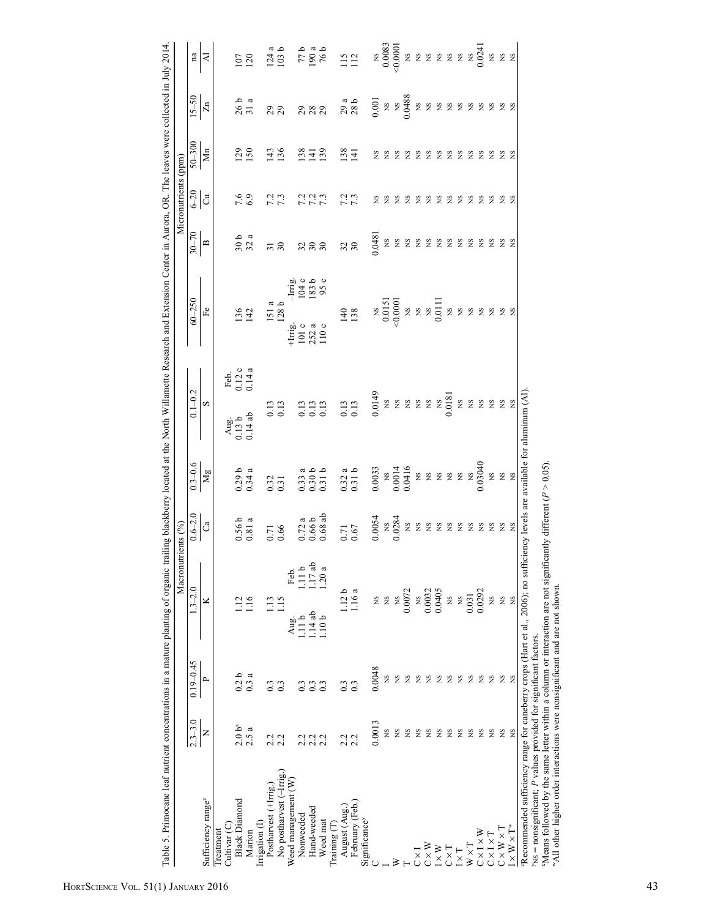Table 5. Primocane leaf nutrient concentrations in a mature planting of organic trailing blackberry located at the North Willamette Research and Extension Center in Aurora, OR. The leaves were collected in July 2014.

| | Macronutrients (%) | | | | | | Micronutrients (ppm) | | | | | |
|---|---|---|---|---|---|---|---|---|---|---|---|---|
| Sufficiency range[z] | 2.3–3.0 | 0.19–0.45 | 1.3–2.0 | 0.6–2.0 | 0.3–0.6 | 0.1–0.2 | 60–250 | 30–70 | 6–20 | 50–300 | 15–50 | na |
| | N | P | K | Ca | Mg | S | Fe | B | Cu | Mn | Zn | Al |
| Treatment | | | | | | | | | | | | |
| Cultivar (C) | | | | | | Aug. / Feb. | | | | | | |
| Black Diamond | 2.0 b[x] | 0.2 b | 1.12 | 0.56 b | 0.29 b | 0.13 b / 0.12 c | 136 | 30 b | 7.6 | 129 | 26 b | 107 |
| Marion | 2.5 a | 0.3 a | 1.16 | 0.81 a | 0.34 a | 0.14 ab / 0.14 a | 142 | 32 a | 6.9 | 150 | 31 a | 120 |
| Irrigation (I) | | | | | | | | | | | | |
| Postharvest (+Irrig.) | 2.2 | 0.3 | 1.13 | 0.71 | 0.32 | 0.13 | 151 a | 31 | 7.2 | 143 | 29 | 124 a |
| No postharvest (–Irrig.) | 2.2 | 0.3 | 1.15 | 0.66 | 0.31 | 0.13 | 128 b | 30 | 7.3 | 136 | 29 | 103 b |
| Weed management (W) | | | Aug. / Feb. | | | | +Irrig. / –Irrig. | | | | | |
| Nonweeded | 2.2 | 0.3 | 1.11 b / 1.11 b | 0.72 a | 0.33 a | 0.13 | 101 c / 104 c | 32 | 7.2 | 138 | 29 | 77 b |
| Hand-weeded | 2.2 | 0.3 | 1.14 ab / 1.17 ab | 0.66 b | 0.30 b | 0.13 | 252 a / 183 b | 30 | 7.2 | 141 | 28 | 190 a |
| Weed mat | 2.2 | 0.3 | 1.10 b / 1.20 a | 0.68 ab | 0.31 b | 0.13 | 110 c / 95 c | 30 | 7.3 | 139 | 29 | 76 b |
| Training (T) | | | | | | | | | | | | |
| August (Aug.) | 2.2 | 0.3 | 1.12 b | 0.71 | 0.32 a | 0.13 | 140 | 32 | 7.2 | 138 | 29 a | 115 |
| February (Feb.) | 2.2 | 0.3 | 1.16 a | 0.67 | 0.31 b | 0.13 | 138 | 30 | 7.3 | 141 | 28 b | 112 |
| Significance[y] | | | | | | | | | | | | |
| C | 0.0013 | 0.0048 | NS | 0.0054 | 0.0033 | 0.0149 | NS | 0.0481 | NS | NS | 0.001 | NS |
| I | NS | NS | NS | NS | NS | NS | 0.0151 | NS | NS | NS | NS | 0.0083 |
| W | NS | NS | NS | 0.0284 | 0.0014 | NS | <0.0001 | NS | NS | NS | NS | <0.0001 |
| T | NS | NS | 0.0072 | NS | 0.0416 | NS | NS | NS | NS | NS | 0.0488 | NS |
| C × I | NS | NS | NS | NS | NS | NS | NS | NS | NS | NS | NS | NS |
| C × W | NS | NS | 0.0032 | NS | NS | NS | NS | NS | NS | NS | NS | NS |
| I × W | NS | NS | 0.0405 | NS | NS | NS | 0.0111 | NS | NS | NS | NS | NS |
| C × T | NS | NS | NS | NS | NS | 0.0181 | NS | NS | NS | NS | NS | NS |
| I × T | NS | NS | NS | NS | NS | NS | NS | NS | NS | NS | NS | NS |
| W × T | NS | NS | 0.031 | NS | NS | NS | NS | NS | NS | NS | NS | NS |
| C × I × W | NS | NS | 0.0292 | NS | 0.03040 | NS | NS | NS | NS | NS | NS | 0.0241 |
| C × I × T | NS | NS | NS | NS | NS | NS | NS | NS | NS | NS | NS | NS |
| C × W × T | NS | NS | NS | NS | NS | NS | NS | NS | NS | NS | NS | NS |
| I × W × T[w] | NS | NS | NS | NS | NS | NS | NS | NS | NS | NS | NS | NS |

[z]Recommended sufficiency range for caneberry crops (Hart et al., 2006); no sufficiency levels are available for aluminum (Al).
[y]NS = nonsignificant; $P$ values provided for significant factors.
[x]Means followed by the same letter within a column or interaction are not significantly different ($P > 0.05$).
[w]All other higher order interactions were nonsignificant and are not shown.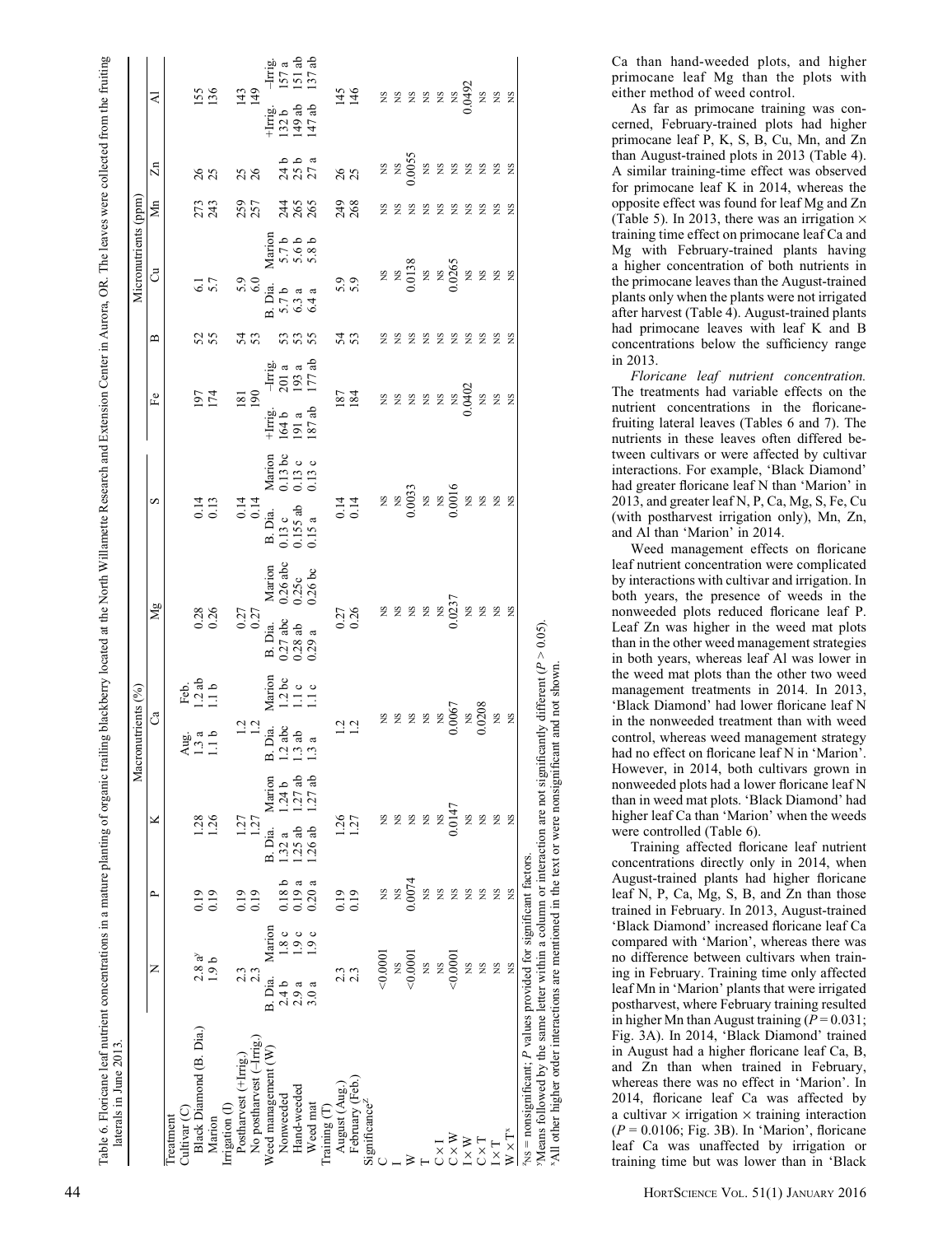Table 6. Floricane leaf nutrient concentrations in a mature planting of organic trailing blackberry located at the North Willamette Research and Extension Center in Aurora, OR. The leaves were collected from the fruiting laterals in June 2013.

| Treatment | Macronutrients (%) | | | | | | | | | | | Micronutrients (ppm) | | | | | | | | |
|---|---|---|---|---|---|---|---|---|---|---|---|---|---|---|---|---|---|---|---|---|
| | N | | P | K | | Ca | | Mg | | S | | Fe | | B | Cu | | Mn | Zn | Al | |
| Cultivar (C) | | | | | | Aug. | Feb. | | | | | | | | | | | | | |
| Black Diamond (B. Dia.) | 2.8 a[y] | | 0.19 | 1.28 | | 1.3 a | 1.2 ab | 0.28 | | 0.14 | | 197 | | 52 | 6.1 | | 273 | 26 | 155 | |
| Marion | 1.9 b | | 0.19 | 1.26 | | 1.1 b | 1.1 b | 0.26 | | 0.13 | | 174 | | 55 | 5.7 | | 243 | 25 | 136 | |
| Irrigation (I) | | | | | | | | | | | | | | | | | | | | |
| Postharvest (+Irrig.) | 2.3 | | 0.19 | 1.27 | | 1.2 | | 0.27 | | 0.14 | | 181 | | 54 | 5.9 | | 259 | 25 | 143 | |
| No postharvest (−Irrig.) | 2.3 | | 0.19 | 1.27 | | 1.2 | | 0.27 | | 0.14 | | 190 | | 53 | 6.0 | | 257 | 26 | 149 | |
| Weed management (W) | B. Dia. | Marion | | B. Dia. | Marion | B. Dia. | Marion | B. Dia. | Marion | B. Dia. | Marion | +Irrig. | −Irrig. | | B. Dia. | Marion | | | +Irrig. | −Irrig. |
| Nonweeded | 2.4 b | 1.8 c | 0.18 b | 1.32 a | 1.24 b | 1.2 abc | 1.2 bc | 0.27 abc | 0.26 abc | 0.13 c | 0.13 bc | 164 b | 201 a | 53 | 5.7 b | 5.7 b | 244 | 24 b | 132 b | 157 a |
| Hand-weeded | 2.9 a | 1.9 c | 0.19 a | 1.25 ab | 1.27 ab | 1.3 ab | 1.1 c | 0.28 ab | 0.25c | 0.155 ab | 0.13 c | 191 a | 193 a | 53 | 6.3 a | 5.6 b | 265 | 25 b | 149 ab | 151 ab |
| Weed mat | 3.0 a | 1.9 c | 0.20 a | 1.26 ab | 1.27 ab | 1.3 a | 1.1 c | 0.29 a | 0.26 bc | 0.15 a | 0.13 c | 187 ab | 177 ab | 55 | 6.4 a | 5.8 b | 265 | 27 a | 147 ab | 137 ab |
| Training (T) | | | | | | | | | | | | | | | | | | | | |
| August (Aug.) | 2.3 | | 0.19 | 1.26 | | 1.2 | | 0.27 | | 0.14 | | 187 | | 54 | 5.9 | | 249 | 26 | 145 | |
| February (Feb.) | 2.3 | | 0.19 | 1.27 | | 1.2 | | 0.26 | | 0.14 | | 184 | | 53 | 5.9 | | 268 | 25 | 146 | |
| Significance[z] | | | | | | | | | | | | | | | | | | | | |
| C | <0.0001 | | NS | NS | | NS | | NS | | NS | | NS | | NS | NS | | NS | NS | NS | |
| I | NS | | NS | NS | | NS | | NS | | NS | | NS | | NS | NS | | NS | NS | NS | |
| W | <0.0001 | | 0.0074 | NS | | NS | | NS | | 0.0033 | | NS | | NS | 0.0138 | | NS | 0.0055 | NS | |
| T | NS | | NS | NS | | NS | | NS | | NS | | NS | | NS | NS | | NS | NS | NS | |
| C × I | NS | | NS | NS | | NS | | NS | | NS | | NS | | NS | NS | | NS | NS | NS | |
| C × W | <0.0001 | | NS | 0.0147 | | 0.0067 | | 0.0237 | | 0.0016 | | NS | | NS | 0.0265 | | NS | NS | NS | |
| I × W | NS | | NS | NS | | NS | | NS | | NS | | 0.0402 | | NS | NS | | NS | NS | 0.0492 | |
| C × T | NS | | NS | NS | | 0.0208 | | NS | | NS | | NS | | NS | NS | | NS | NS | NS | |
| I × T | NS | | NS | NS | | NS | | NS | | NS | | NS | | NS | NS | | NS | NS | NS | |
| W × T[x] | NS | | NS | NS | | NS | | NS | | NS | | NS | | NS | NS | | NS | NS | NS | |

[z]NS = nonsignificant; P values provided for significant factors.
[y]Means followed by the same letter within a column or interaction are not significantly different ($P > 0.05$).
[x]All other higher order interactions are mentioned in the text or were nonsignificant and not shown.

Ca than hand-weeded plots, and higher primocane leaf Mg than the plots with either method of weed control.

As far as primocane training was concerned, February-trained plots had higher primocane leaf P, K, S, B, Cu, Mn, and Zn than August-trained plots in 2013 (Table 4). A similar training-time effect was observed for primocane leaf K in 2014, whereas the opposite effect was found for leaf Mg and Zn (Table 5). In 2013, there was an irrigation × training time effect on primocane leaf Ca and Mg with February-trained plants having a higher concentration of both nutrients in the primocane leaves than the August-trained plants only when the plants were not irrigated after harvest (Table 4). August-trained plants had primocane leaves with leaf K and B concentrations below the sufficiency range in 2013.

*Floricane leaf nutrient concentration.* The treatments had variable effects on the nutrient concentrations in the floricane-fruiting lateral leaves (Tables 6 and 7). The nutrients in these leaves often differed between cultivars or were affected by cultivar interactions. For example, 'Black Diamond' had greater floricane leaf N than 'Marion' in 2013, and greater leaf N, P, Ca, Mg, S, Fe, Cu (with postharvest irrigation only), Mn, Zn, and Al than 'Marion' in 2014.

Weed management effects on floricane leaf nutrient concentration were complicated by interactions with cultivar and irrigation. In both years, the presence of weeds in the nonweeded plots reduced floricane leaf P. Leaf Zn was higher in the weed mat plots than in the other weed management strategies in both years, whereas leaf Al was lower in the weed mat plots than the other two weed management treatments in 2014. In 2013, 'Black Diamond' had lower floricane leaf N in the nonweeded treatment than with weed control, whereas weed management strategy had no effect on floricane leaf N in 'Marion'. However, in 2014, both cultivars grown in nonweeded plots had a lower floricane leaf N than in weed mat plots. 'Black Diamond' had higher leaf Ca than 'Marion' when the weeds were controlled (Table 6).

Training affected floricane leaf nutrient concentrations directly only in 2014, when August-trained plants had higher floricane leaf N, P, Ca, Mg, S, B, and Zn than those trained in February. In 2013, August-trained 'Black Diamond' increased floricane leaf Ca compared with 'Marion', whereas there was no difference between cultivars when training in February. Training time only affected leaf Mn in 'Marion' plants that were irrigated postharvest, where February training resulted in higher Mn than August training ($P = 0.031$; Fig. 3A). In 2014, 'Black Diamond' trained in August had a higher floricane leaf Ca, B, and Zn than when trained in February, whereas there was no effect in 'Marion'. In 2014, floricane leaf Ca was affected by a cultivar × irrigation × training interaction ($P = 0.0106$; Fig. 3B). In 'Marion', floricane leaf Ca was unaffected by irrigation or training time but was lower than in 'Black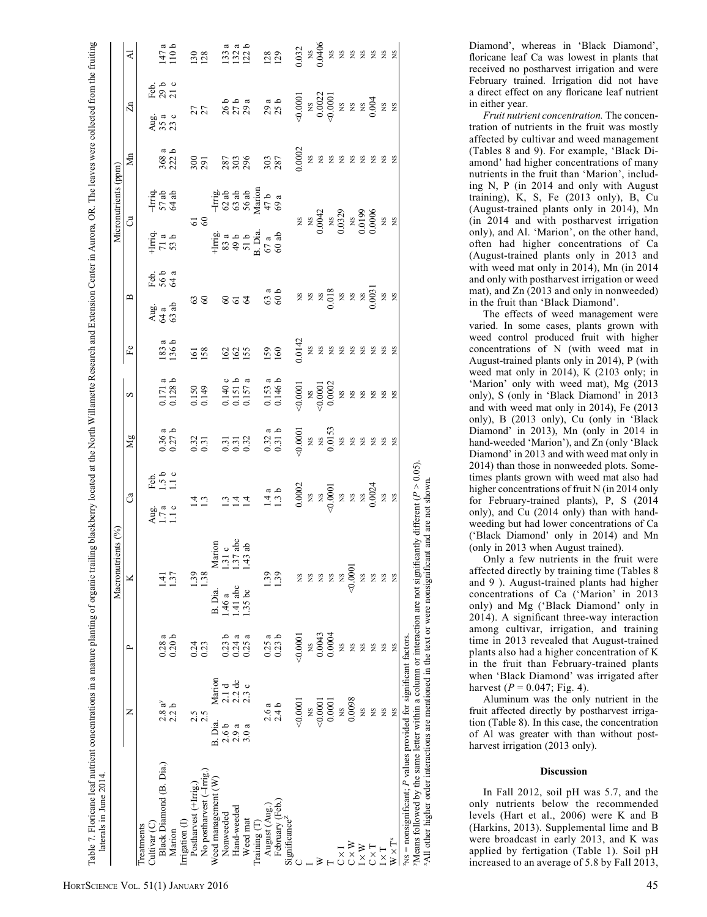Table 7. Floricane leaf nutrient concentrations in a mature planting of organic trailing blackberry located at the North Willamette Research and Extension Center in Aurora, OR. The leaves were collected from the fruiting laterals in June 2014.

| | Macronutrients (%) | | | | | | Micronutrients (ppm) | | | | | |
|---|---|---|---|---|---|---|---|---|---|---|---|---|
| Treatments | N | P | K | Ca | Mg | S | Fe | B | Cu | Mn | Zn | Al |
| Cultivar (C) | | | | Aug. / Feb. | | | | Aug. / Feb. | +Irrig. / –Irrig. | | Aug. / Feb. | |
| Black Diamond (B. Dia.) | 2.8 a[y] | 0.28 a | 1.41 | 1.7 a / 1.5 b | 0.36 a | 0.171 a | 183 a | 64 a / 56 b | 71 a / 57 ab | 368 a | 35 a / 29 b | 147 a |
| Marion | 2.2 b | 0.20 b | 1.37 | 1.1 c / 1.1 c | 0.27 b | 0.128 b | 136 b | 63 ab / 64 a | 53 b / 64 ab | 222 b | 23 c / 21 c | 110 b |
| Irrigation (I) | | | | | | | | | | | | |
| Postharvest (+Irrig.) | 2.5 | 0.24 | 1.39 | 1.4 | 0.32 | 0.150 | 161 | 63 | 61 | 300 | 27 | 130 |
| No postharvest (–Irrig.) | 2.5 | 0.23 | 1.38 | 1.3 | 0.31 | 0.149 | 158 | 60 | 60 | 291 | 27 | 128 |
| Weed management (W) | B. Dia. / Marion | | B. Dia. / Marion | | | | | | +Irrig. / –Irrig. | | | |
| Nonweeded | 2.6 b / 2.1 d | 0.23 b | 1.46 a / 1.31 c | 1.3 | 0.31 | 0.140 c | 162 | 60 | 83 a / 62 ab | 287 | 26 b | 133 a |
| Hand-weeded | 2.9 a / 2.2 de | 0.24 a | 1.41 abc / 1.37 abc | 1.4 | 0.31 | 0.151 b | 162 | 61 | 49 b / 63 ab | 303 | 27 b | 132 a |
| Weed mat | 3.0 a / 2.3 c | 0.25 a | 1.35 bc / 1.43 ab | 1.4 | 0.32 | 0.157 a | 155 | 64 | 51 b / 56 ab | 296 | 29 a | 122 b |
| Training (T) | | | | | | | | | B. Dia. / Marion | | | |
| August (Aug.) | 2.6 a | 0.25 a | 1.39 | 1.4 a | 0.32 a | 0.153 a | 159 | 63 a | 67 a / 47 b | 303 | 29 a | 128 |
| February (Feb.) | 2.4 b | 0.23 b | 1.39 | 1.3 b | 0.31 b | 0.146 b | 160 | 60 b | 60 ab / 69 a | 287 | 25 b | 129 |
| Significance[z] | | | | | | | | | | | | |
| C | <0.0001 | <0.0001 | NS | 0.0002 | <0.0001 | <0.0001 | 0.0142 | NS | NS | 0.0002 | <0.0001 | 0.032 |
| I | NS | NS | NS | NS | NS | NS | NS | NS | NS | NS | NS | NS |
| W | <0.0001 | 0.0043 | NS | NS | NS | <0.0001 | NS | NS | 0.0042 | NS | 0.0022 | 0.0406 |
| T | 0.0001 | 0.0004 | NS | <0.0001 | 0.0153 | 0.0002 | NS | 0.018 | NS | NS | <0.0001 | NS |
| C × I | NS | NS | NS | NS | NS | NS | NS | NS | 0.0329 | NS | NS | NS |
| C × W | 0.0098 | NS | <0.0001 | NS | NS | NS | NS | NS | NS | NS | NS | NS |
| I × W | NS | NS | NS | NS | NS | NS | NS | NS | 0.0199 | NS | NS | NS |
| C × T | NS | NS | NS | 0.0024 | NS | NS | NS | 0.0031 | 0.0006 | NS | 0.004 | NS |
| I × T | NS | NS | NS | NS | NS | NS | NS | NS | NS | NS | NS | NS |
| W × T[x] | NS | NS | NS | NS | NS | NS | NS | NS | NS | NS | NS | NS |

[z]NS = nonsignificant; P values provided for significant factors.
[y]Means followed by the same letter within a column or interaction are not significantly different ($P > 0.05$).
[x]All other higher order interactions are mentioned in the text or were nonsignificant and are not shown.

Diamond', whereas in 'Black Diamond', floricane leaf Ca was lowest in plants that received no postharvest irrigation and were February trained. Irrigation did not have a direct effect on any floricane leaf nutrient in either year.

*Fruit nutrient concentration.* The concentration of nutrients in the fruit was mostly affected by cultivar and weed management (Tables 8 and 9). For example, 'Black Diamond' had higher concentrations of many nutrients in the fruit than 'Marion', including N, P (in 2014 and only with August training), K, S, Fe (2013 only), B, Cu (August-trained plants only in 2014), Mn (in 2014 and with postharvest irrigation only), and Al. 'Marion', on the other hand, often had higher concentrations of Ca (August-trained plants only in 2013 and with weed mat only in 2014), Mn (in 2014 and only with postharvest irrigation or weed mat), and Zn (2013 and only in nonweeded) in the fruit than 'Black Diamond'.

The effects of weed management were varied. In some cases, plants grown with weed control produced fruit with higher concentrations of N (with weed mat in August-trained plants only in 2014), P (with weed mat only in 2014), K (2103 only; in 'Marion' only with weed mat), Mg (2013 only), S (only in 'Black Diamond' in 2013 and with weed mat only in 2014), Fe (2013 only), B (2013 only), Cu (only in 'Black Diamond' in 2013), Mn (only in 2014 in hand-weeded 'Marion'), and Zn (only 'Black Diamond' in 2013 and with weed mat only in 2014) than those in nonweeded plots. Sometimes plants grown with weed mat also had higher concentrations of fruit N (in 2014 only for February-trained plants), P, S (2014 only), and Cu (2014 only) than with hand-weeding but had lower concentrations of Ca ('Black Diamond' only in 2014) and Mn (only in 2013 when August trained).

Only a few nutrients in the fruit were affected directly by training time (Tables 8 and 9 ). August-trained plants had higher concentrations of Ca ('Marion' in 2013 only) and Mg ('Black Diamond' only in 2014). A significant three-way interaction among cultivar, irrigation, and training time in 2013 revealed that August-trained plants also had a higher concentration of K in the fruit than February-trained plants when 'Black Diamond' was irrigated after harvest ($P = 0.047$; Fig. 4).

Aluminum was the only nutrient in the fruit affected directly by postharvest irrigation (Table 8). In this case, the concentration of Al was greater with than without postharvest irrigation (2013 only).

## Discussion

In Fall 2012, soil pH was 5.7, and the only nutrients below the recommended levels (Hart et al., 2006) were K and B (Harkins, 2013). Supplemental lime and B were broadcast in early 2013, and K was applied by fertigation (Table 1). Soil pH increased to an average of 5.8 by Fall 2013,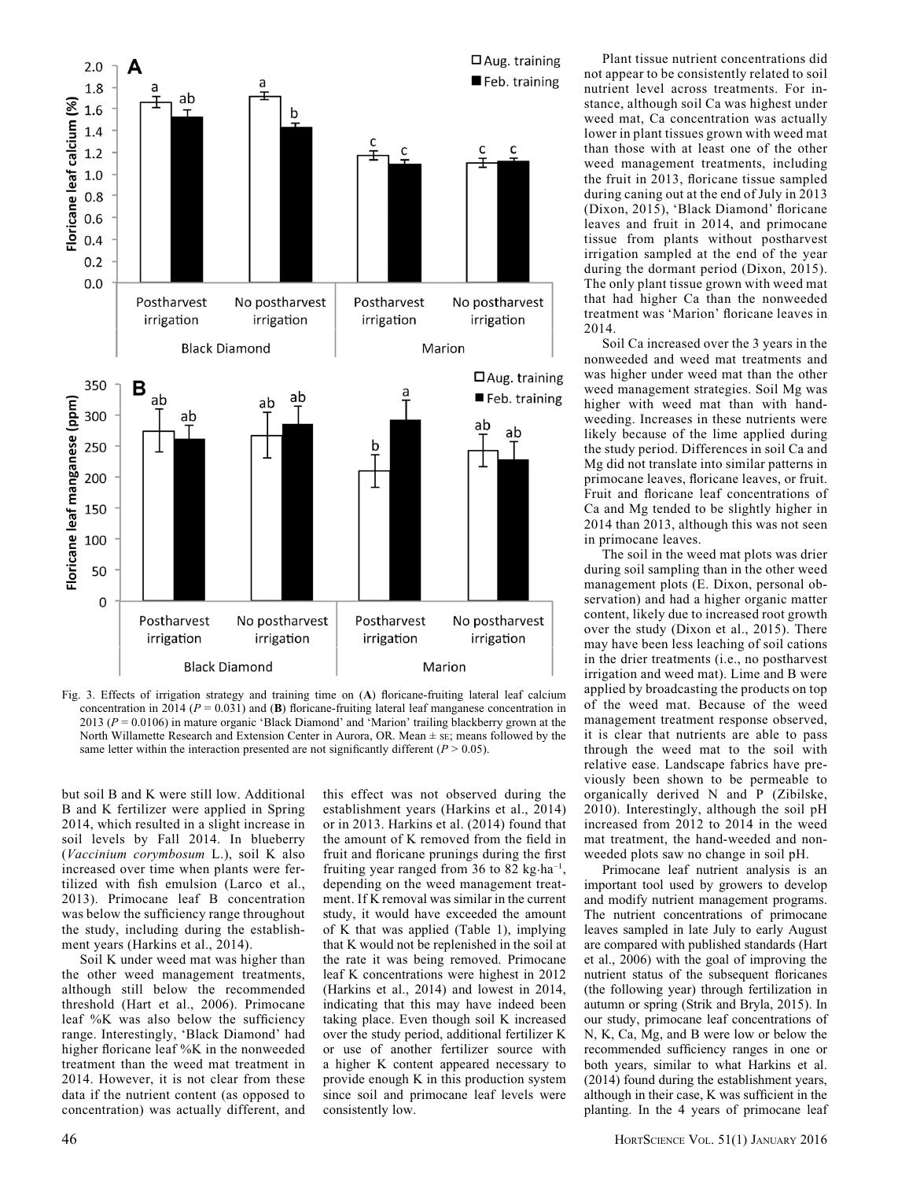Fig. 3. Effects of irrigation strategy and training time on (**A**) floricane-fruiting lateral leaf calcium concentration in 2014 ($P = 0.031$) and (**B**) floricane-fruiting lateral leaf manganese concentration in 2013 ($P = 0.0106$) in mature organic 'Black Diamond' and 'Marion' trailing blackberry grown at the North Willamette Research and Extension Center in Aurora, OR. Mean ± SE; means followed by the same letter within the interaction presented are not significantly different ($P > 0.05$).

but soil B and K were still low. Additional B and K fertilizer were applied in Spring 2014, which resulted in a slight increase in soil levels by Fall 2014. In blueberry (*Vaccinium corymbosum* L.), soil K also increased over time when plants were fertilized with fish emulsion (Larco et al., 2013). Primocane leaf B concentration was below the sufficiency range throughout the study, including during the establishment years (Harkins et al., 2014).

Soil K under weed mat was higher than the other weed management treatments, although still below the recommended threshold (Hart et al., 2006). Primocane leaf %K was also below the sufficiency range. Interestingly, 'Black Diamond' had higher floricane leaf %K in the nonweeded treatment than the weed mat treatment in 2014. However, it is not clear from these data if the nutrient content (as opposed to concentration) was actually different, and this effect was not observed during the establishment years (Harkins et al., 2014) or in 2013. Harkins et al. (2014) found that the amount of K removed from the field in fruit and floricane prunings during the first fruiting year ranged from 36 to 82 kg·ha$^{-1}$, depending on the weed management treatment. If K removal was similar in the current study, it would have exceeded the amount of K that was applied (Table 1), implying that K would not be replenished in the soil at the rate it was being removed. Primocane leaf K concentrations were highest in 2012 (Harkins et al., 2014) and lowest in 2014, indicating that this may have indeed been taking place. Even though soil K increased over the study period, additional fertilizer K or use of another fertilizer source with a higher K content appeared necessary to provide enough K in this production system since soil and primocane leaf levels were consistently low.

Plant tissue nutrient concentrations did not appear to be consistently related to soil nutrient level across treatments. For instance, although soil Ca was highest under weed mat, Ca concentration was actually lower in plant tissues grown with weed mat than those with at least one of the other weed management treatments, including the fruit in 2013, floricane tissue sampled during caning out at the end of July in 2013 (Dixon, 2015), 'Black Diamond' floricane leaves and fruit in 2014, and primocane tissue from plants without postharvest irrigation sampled at the end of the year during the dormant period (Dixon, 2015). The only plant tissue grown with weed mat that had higher Ca than the nonweeded treatment was 'Marion' floricane leaves in 2014.

Soil Ca increased over the 3 years in the nonweeded and weed mat treatments and was higher under weed mat than the other weed management strategies. Soil Mg was higher with weed mat than with hand-weeding. Increases in these nutrients were likely because of the lime applied during the study period. Differences in soil Ca and Mg did not translate into similar patterns in primocane leaves, floricane leaves, or fruit. Fruit and floricane leaf concentrations of Ca and Mg tended to be slightly higher in 2014 than 2013, although this was not seen in primocane leaves.

The soil in the weed mat plots was drier during soil sampling than in the other weed management plots (E. Dixon, personal observation) and had a higher organic matter content, likely due to increased root growth over the study (Dixon et al., 2015). There may have been less leaching of soil cations in the drier treatments (i.e., no postharvest irrigation and weed mat). Lime and B were applied by broadcasting the products on top of the weed mat. Because of the weed management treatment response observed, it is clear that nutrients are able to pass through the weed mat to the soil with relative ease. Landscape fabrics have previously been shown to be permeable to organically derived N and P (Zibilske, 2010). Interestingly, although the soil pH increased from 2012 to 2014 in the weed mat treatment, the hand-weeded and nonweeded plots saw no change in soil pH.

Primocane leaf nutrient analysis is an important tool used by growers to develop and modify nutrient management programs. The nutrient concentrations of primocane leaves sampled in late July to early August are compared with published standards (Hart et al., 2006) with the goal of improving the nutrient status of the subsequent floricanes (the following year) through fertilization in autumn or spring (Strik and Bryla, 2015). In our study, primocane leaf concentrations of N, K, Ca, Mg, and B were low or below the recommended sufficiency ranges in one or both years, similar to what Harkins et al. (2014) found during the establishment years, although in their case, K was sufficient in the planting. In the 4 years of primocane leaf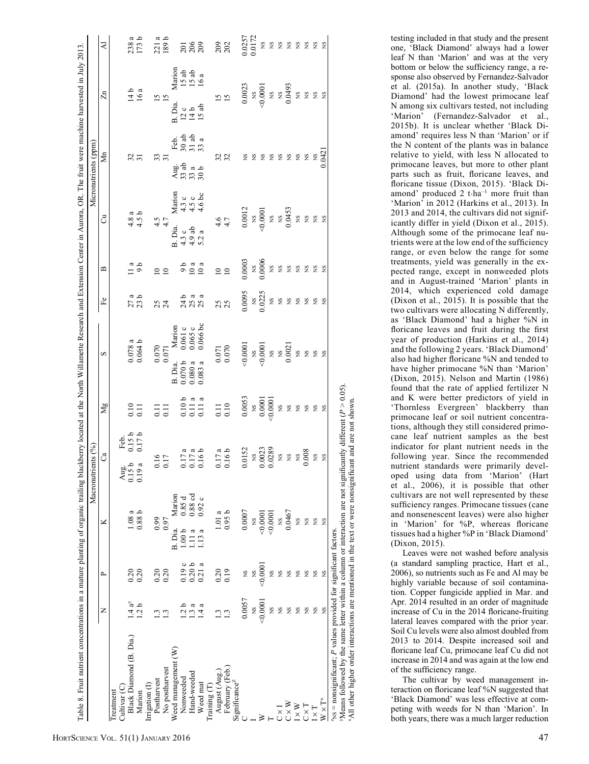Table 8. Fruit nutrient concentrations in a mature planting of organic trailing blackberry located at the North Willamette Research and Extension Center in Aurora, OR. The fruit were machine harvested in July 2013.

| Treatment | Macronutrients (%) | | | | | | Micronutrients (ppm) | | | | | |
|---|---|---|---|---|---|---|---|---|---|---|---|---|
| | N | P | K | Ca | Mg | S | Fe | B | Cu | Mn | Zn | Al |
| Cultivar (C) | | | | Aug. / Feb. | | | | | | | | |
| Black Diamond (B. Dia.) | 1.4 a[y] | 0.20 | 1.08 a | 0.15 b / 0.15 b | 0.10 | 0.078 a | 27 a | 11 a | 4.8 a | 32 | 14 b | 238 a |
| Marion | 1.2 b | 0.20 | 0.88 b | 0.19 a / 0.17 b | 0.11 | 0.064 b | 23 b | 9 b | 4.5 b | 31 | 16 a | 173 b |
| Irrigation (I) | | | | | | | | | | | | |
| Postharvest | 1.3 | 0.20 | 0.99 | 0.16 | 0.11 | 0.070 | 25 | 10 | 4.5 | 33 | 15 | 221 a |
| No postharvest | 1.3 | 0.20 | 0.97 | 0.17 | 0.11 | 0.071 | 24 | 10 | 4.7 | 31 | 15 | 189 b |
| Weed management (W) | | | B. Dia. / Marion | | | B. Dia. / Marion | | | B. Dia. / Marion | Aug. / Feb. | B. Dia. / Marion | |
| Nonweeded | 1.2 b | 0.19 c | 1.00 b / 0.85 d | 0.17 a | 0.10 b | 0.070 b / 0.061 c | 24 b | 9 b | 4.3 c / 4.3 c | 33 ab / 30 ab | 12 c / 15 ab | 201 |
| Hand-weeded | 1.3 a | 0.20 b | 1.11 a / 0.88 cd | 0.17 a | 0.11 a | 0.080 a / 0.065 c | 25 a | 10 a | 4.9 ab / 4.5 c | 33 a / 31 ab | 14 b / 15 ab | 206 |
| Weed mat | 1.4 a | 0.21 a | 1.13 a / 0.92 c | 0.16 b | 0.11 a | 0.083 a / 0.066 bc | 25 a | 10 a | 5.2 a / 4.6 bc | 30 b / 33 a | 15 ab / 16 a | 209 |
| Training (T) | | | | | | | | | | | | |
| August (Aug.) | 1.3 | 0.20 | 1.01 a | 0.17 a | 0.11 | 0.071 | 25 | 10 | 4.6 | 32 | 15 | 209 |
| February (Feb.) | 1.3 | 0.19 | 0.95 b | 0.16 b | 0.10 | 0.070 | 25 | 10 | 4.7 | 32 | 15 | 202 |
| Significance[z] | | | | | | | | | | | | |
| C | 0.0057 | NS | 0.0007 | 0.0152 | 0.0053 | <0.0001 | 0.0095 | 0.0003 | 0.0012 | NS | 0.0023 | 0.0257 |
| I | NS | NS | NS | NS | NS | NS | NS | NS | NS | NS | NS | 0.0172 |
| W | <0.0001 | <0.0001 | <0.0001 | 0.0023 | 0.0001 | <0.0001 | 0.0225 | 0.0006 | <0.0001 | NS | <0.0001 | NS |
| T | NS | NS | <0.0001 | 0.0289 | <0.0001 | NS | NS | NS | NS | NS | NS | NS |
| C × I | NS | NS | NS | NS | NS | NS | NS | NS | NS | NS | NS | NS |
| C × W | NS | NS | 0.0467 | NS | NS | 0.0021 | NS | NS | 0.0453 | NS | 0.0493 | NS |
| I × W | NS | NS | NS | NS | NS | NS | NS | NS | NS | NS | NS | NS |
| C × T | NS | NS | NS | 0.008 | NS | NS | NS | NS | NS | NS | NS | NS |
| I × T | NS | NS | NS | NS | NS | NS | NS | NS | NS | NS | NS | NS |
| W × T[x] | NS | NS | NS | NS | NS | NS | NS | NS | NS | 0.0421 | NS | NS |

[z]NS = nonsignificant; P values provided for significant factors.

[y]Means followed by the same letter within a column or interaction are not significantly different ($P > 0.05$).

[x]All other higher order interactions are mentioned in the text or were nonsignificant and are not shown.

testing included in that study and the present one, 'Black Diamond' always had a lower leaf N than 'Marion' and was at the very bottom or below the sufficiency range, a response also observed by Fernandez-Salvador et al. (2015a). In another study, 'Black Diamond' had the lowest primocane leaf N among six cultivars tested, not including 'Marion' (Fernandez-Salvador et al., 2015b). It is unclear whether 'Black Diamond' requires less N than 'Marion' or if the N content of the plants was in balance relative to yield, with less N allocated to primocane leaves, but more to other plant parts such as fruit, floricane leaves, and floricane tissue (Dixon, 2015). 'Black Diamond' produced 2 t·ha$^{-1}$ more fruit than 'Marion' in 2012 (Harkins et al., 2013). In 2013 and 2014, the cultivars did not significantly differ in yield (Dixon et al., 2015). Although some of the primocane leaf nutrients were at the low end of the sufficiency range, or even below the range for some treatments, yield was generally in the expected range, except in nonweeded plots and in August-trained 'Marion' plants in 2014, which experienced cold damage (Dixon et al., 2015). It is possible that the two cultivars were allocating N differently, as 'Black Diamond' had a higher %N in floricane leaves and fruit during the first year of production (Harkins et al., 2014) and the following 2 years. 'Black Diamond' also had higher floricane %N and tended to have higher primocane %N than 'Marion' (Dixon, 2015). Nelson and Martin (1986) found that the rate of applied fertilizer N and K were better predictors of yield in 'Thornless Evergreen' blackberry than primocane leaf or soil nutrient concentrations, although they still considered primocane leaf nutrient samples as the best indicator for plant nutrient needs in the following year. Since the recommended nutrient standards were primarily developed using data from 'Marion' (Hart et al., 2006), it is possible that other cultivars are not well represented by these sufficiency ranges. Primocane tissues (cane and nonsenescent leaves) were also higher in 'Marion' for %P, whereas floricane tissues had a higher %P in 'Black Diamond' (Dixon, 2015).

Leaves were not washed before analysis (a standard sampling practice, Hart et al., 2006), so nutrients such as Fe and Al may be highly variable because of soil contamination. Copper fungicide applied in Mar. and Apr. 2014 resulted in an order of magnitude increase of Cu in the 2014 floricane-fruiting lateral leaves compared with the prior year. Soil Cu levels were also almost doubled from 2013 to 2014. Despite increased soil and floricane leaf Cu, primocane leaf Cu did not increase in 2014 and was again at the low end of the sufficiency range.

The cultivar by weed management interaction on floricane leaf %N suggested that 'Black Diamond' was less effective at competing with weeds for N than 'Marion'. In both years, there was a much larger reduction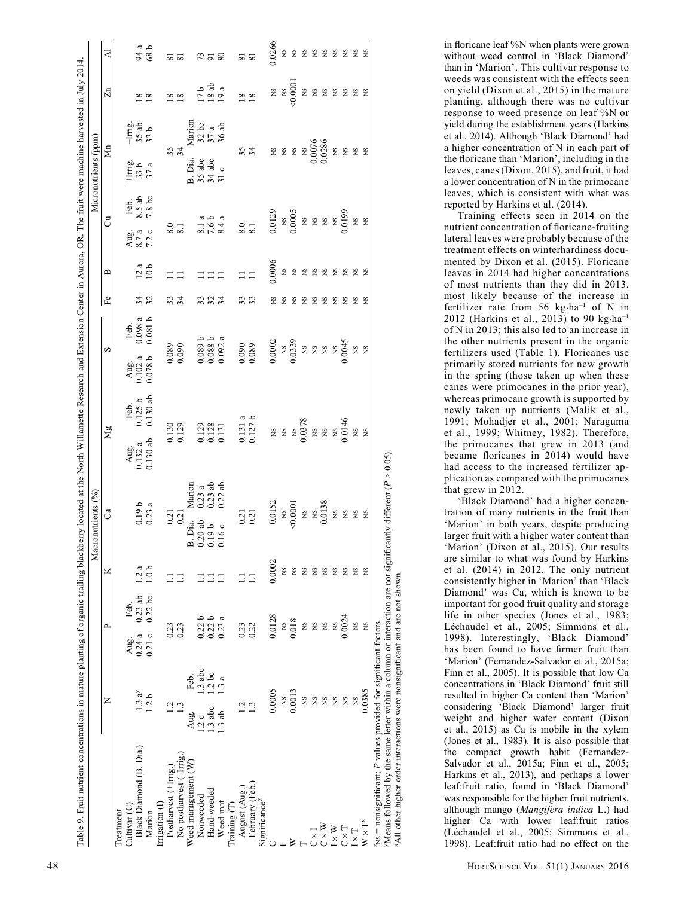Table 9. Fruit nutrient concentrations in mature planting of organic trailing blackberry located at the North Willamette Research and Extension Center in Aurora, OR. The fruit were machine harvested in July 2014.

| Treatment | Macronutrients (%) | | | | | | | | | | | | Micronutrients (ppm) | | | | | | | |
|---|---|---|---|---|---|---|---|---|---|---|---|---|---|---|---|---|---|---|---|
| | N | | P | | K | Ca | | Mg | | S | | Fe | B | Cu | | Mn | | Zn | Al |
| Cultivar (C) | | | Aug. | Feb. | | | | Aug. | Feb. | Aug. | Feb. | | | Aug. | Feb. | +Irrig. | −Irrig. | | |
| Black Diamond (B. Dia.) | 1.3 a[y] | | 0.24 a | 0.23 ab | 1.2 a | 0.19 b | | 0.132 a | 0.125 b | 0.102 a | 0.098 a | 34 | 12 a | 8.7 a | 8.5 ab | 33 b | 35 ab | 18 | 94 a |
| Marion | 1.2 b | | 0.21 c | 0.22 bc | 1.0 b | 0.23 a | | 0.130 ab | 0.130 ab | 0.078 b | 0.081 b | 32 | 10 b | 7.2 c | 7.8 bc | 37 a | 33 b | 18 | 68 b |
| Irrigation (I) | | | | | | | | | | | | | | | | | | | |
| Postharvest (+Irrig.) | 1.2 | | 0.23 | | 1.1 | 0.21 | | 0.130 | | 0.089 | | 33 | 11 | 8.0 | | 35 | | 18 | 81 |
| No postharvest (−Irrig.) | 1.3 | | 0.23 | | 1.1 | 0.21 | | 0.129 | | 0.090 | | 34 | 11 | 8.1 | | 34 | | 18 | 81 |
| Weed management (W) | Aug. | Feb. | | | | B. Dia. | Marion | | | | | | | | | B. Dia. | Marion | | |
| Nonweeded | 1.2 c | 1.3 abc | 0.22 b | | 1.1 | 0.20 ab | 0.23 a | 0.129 | | 0.089 b | | 33 | 11 | 8.1 a | | 35 abc | 32 bc | 17 b | 73 |
| Hand-weeded | 1.3 abc | 1.2 bc | 0.22 b | | 1.1 | 0.19 b | 0.23 ab | 0.128 | | 0.088 b | | 32 | 11 | 7.6 b | | 34 abc | 37 a | 18 ab | 91 |
| Weed mat | 1.3 ab | 1.3 a | 0.23 a | | 1.1 | 0.16 c | 0.22 ab | 0.131 | | 0.092 a | | 34 | 11 | 8.4 a | | 31 c | 36 ab | 19 a | 80 |
| Training (T) | | | | | | | | | | | | | | | | | | | |
| August (Aug.) | 1.2 | | 0.23 | | 1.1 | 0.21 | | 0.131 a | | 0.090 | | 33 | 11 | 8.0 | | 35 | | 18 | 81 |
| February (Feb.) | 1.3 | | 0.22 | | 1.1 | 0.21 | | 0.127 b | | 0.089 | | 33 | 11 | 8.1 | | 34 | | 18 | 81 |
| Significance[z] | | | | | | | | | | | | | | | | | | | |
| C | 0.0005 | | 0.0128 | | 0.0002 | 0.0152 | | NS | | 0.0002 | | NS | 0.0006 | 0.0129 | | NS | | NS | 0.0266 |
| I | NS | | NS | | NS | NS | | NS | | NS | | NS | NS | NS | | NS | | NS | NS |
| W | 0.0013 | | 0.018 | | NS | <0.0001 | | NS | | 0.0339 | | NS | NS | 0.0005 | | NS | | <0.0001 | NS |
| T | NS | | NS | | NS | NS | | 0.0378 | | NS | | NS | NS | NS | | NS | | NS | NS |
| C × I | NS | | NS | | NS | NS | | NS | | NS | | NS | NS | NS | | 0.0076 | | NS | NS |
| C × W | NS | | NS | | NS | 0.0138 | | NS | | NS | | NS | NS | NS | | 0.0286 | | NS | NS |
| I × W | NS | | NS | | NS | NS | | NS | | NS | | NS | NS | NS | | NS | | NS | NS |
| C × T | NS | | 0.0024 | | NS | NS | | 0.0146 | | 0.0045 | | NS | NS | 0.0199 | | NS | | NS | NS |
| I × T | NS | | NS | | NS | NS | | NS | | NS | | NS | NS | NS | | NS | | NS | NS |
| W × T[x] | 0.0385 | | NS | | NS | NS | | NS | | NS | | NS | NS | NS | | NS | | NS | NS |

[z]NS = nonsignificant; $P$ values provided for significant factors.
[y]Means followed by the same letter within a column or interaction are not significantly different ($P > 0.05$).
[x]All other higher order interactions were nonsignificant and are not shown.

in floricane leaf %N when plants were grown without weed control in 'Black Diamond' than in 'Marion'. This cultivar response to weeds was consistent with the effects seen on yield (Dixon et al., 2015) in the mature planting, although there was no cultivar response to weed presence on leaf %N or yield during the establishment years (Harkins et al., 2014). Although 'Black Diamond' had a higher concentration of N in each part of the floricane than 'Marion', including in the leaves, canes (Dixon, 2015), and fruit, it had a lower concentration of N in the primocane leaves, which is consistent with what was reported by Harkins et al. (2014).

Training effects seen in 2014 on the nutrient concentration of floricane-fruiting lateral leaves were probably because of the treatment effects on winterhardiness documented by Dixon et al. (2015). Floricane leaves in 2014 had higher concentrations of most nutrients than they did in 2013, most likely because of the increase in fertilizer rate from 56 kg·ha$^{-1}$ of N in 2012 (Harkins et al., 2013) to 90 kg·ha$^{-1}$ of N in 2013; this also led to an increase in the other nutrients present in the organic fertilizers used (Table 1). Floricanes use primarily stored nutrients for new growth in the spring (those taken up when these canes were primocanes in the prior year), whereas primocane growth is supported by newly taken up nutrients (Malik et al., 1991; Mohadjer et al., 2001; Naraguma et al., 1999; Whitney, 1982). Therefore, the primocanes that grew in 2013 (and became floricanes in 2014) would have had access to the increased fertilizer application as compared with the primocanes that grew in 2012.

'Black Diamond' had a higher concentration of many nutrients in the fruit than 'Marion' in both years, despite producing larger fruit with a higher water content than 'Marion' (Dixon et al., 2015). Our results are similar to what was found by Harkins et al. (2014) in 2012. The only nutrient consistently higher in 'Marion' than 'Black Diamond' was Ca, which is known to be important for good fruit quality and storage life in other species (Jones et al., 1983; Léchaudel et al., 2005; Simmons et al., 1998). Interestingly, 'Black Diamond' has been found to have firmer fruit than 'Marion' (Fernandez-Salvador et al., 2015a; Finn et al., 2005). It is possible that low Ca concentrations in 'Black Diamond' fruit still resulted in higher Ca content than 'Marion' considering 'Black Diamond' larger fruit weight and higher water content (Dixon et al., 2015) as Ca is mobile in the xylem (Jones et al., 1983). It is also possible that the compact growth habit (Fernandez-Salvador et al., 2015a; Finn et al., 2005; Harkins et al., 2013), and perhaps a lower leaf:fruit ratio, found in 'Black Diamond' was responsible for the higher fruit nutrients, although mango (*Mangifera indica* L.) had higher Ca with lower leaf:fruit ratios (Léchaudel et al., 2005; Simmons et al., 1998). Leaf:fruit ratio had no effect on the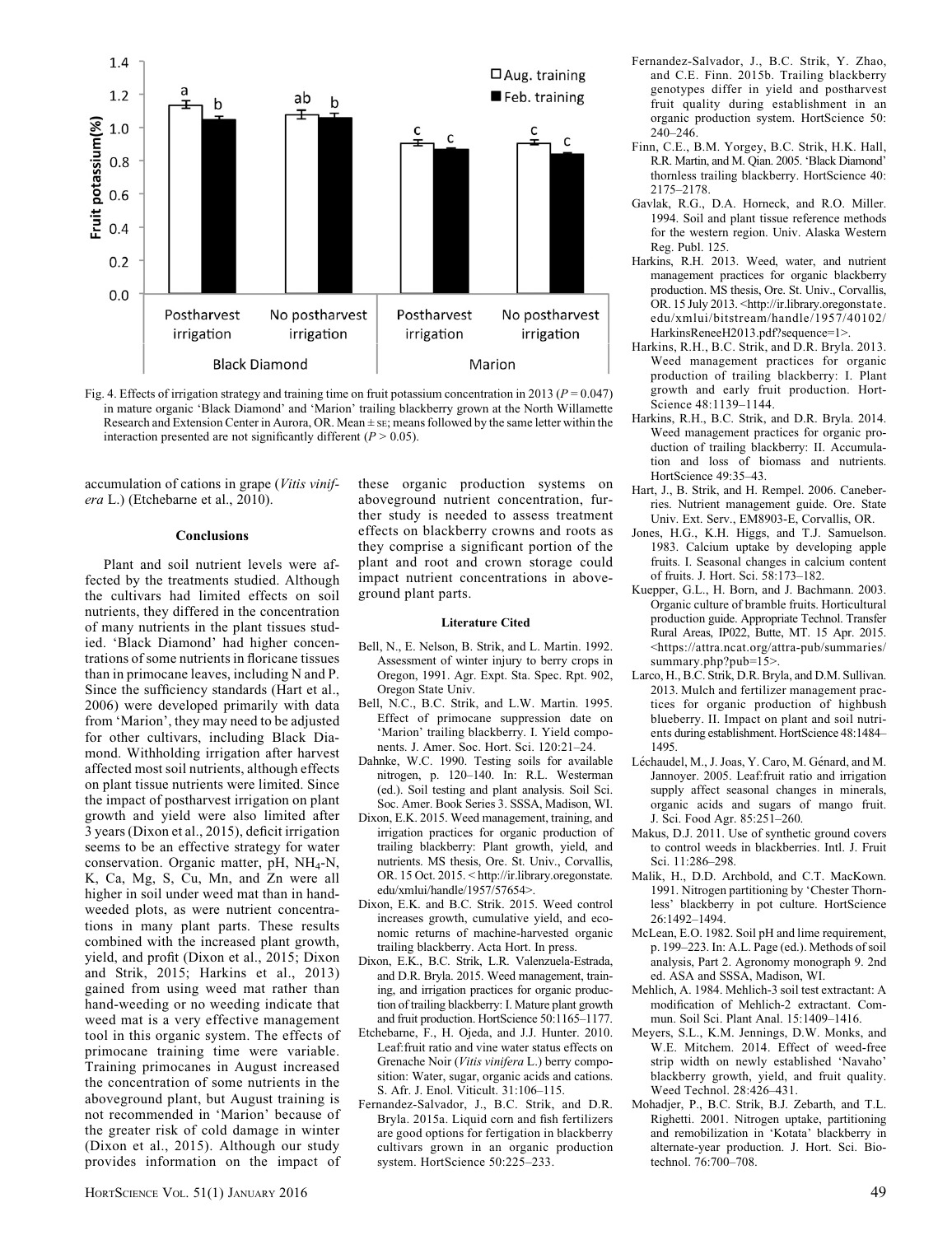Fig. 4. Effects of irrigation strategy and training time on fruit potassium concentration in 2013 ($P = 0.047$) in mature organic 'Black Diamond' and 'Marion' trailing blackberry grown at the North Willamette Research and Extension Center in Aurora, OR. Mean ± SE; means followed by the same letter within the interaction presented are not significantly different ($P > 0.05$).

accumulation of cations in grape (*Vitis vinifera* L.) (Etchebarne et al., 2010).

### Conclusions

Plant and soil nutrient levels were affected by the treatments studied. Although the cultivars had limited effects on soil nutrients, they differed in the concentration of many nutrients in the plant tissues studied. 'Black Diamond' had higher concentrations of some nutrients in floricane tissues than in primocane leaves, including N and P. Since the sufficiency standards (Hart et al., 2006) were developed primarily with data from 'Marion', they may need to be adjusted for other cultivars, including Black Diamond. Withholding irrigation after harvest affected most soil nutrients, although effects on plant tissue nutrients were limited. Since the impact of postharvest irrigation on plant growth and yield were also limited after 3 years (Dixon et al., 2015), deficit irrigation seems to be an effective strategy for water conservation. Organic matter, pH, $NH_4$-N, K, Ca, Mg, S, Cu, Mn, and Zn were all higher in soil under weed mat than in hand-weeded plots, as were nutrient concentrations in many plant parts. These results combined with the increased plant growth, yield, and profit (Dixon et al., 2015; Dixon and Strik, 2015; Harkins et al., 2013) gained from using weed mat rather than hand-weeding or no weeding indicate that weed mat is a very effective management tool in this organic system. The effects of primocane training time were variable. Training primocanes in August increased the concentration of some nutrients in the aboveground plant, but August training is not recommended in 'Marion' because of the greater risk of cold damage in winter (Dixon et al., 2015). Although our study provides information on the impact of these organic production systems on aboveground nutrient concentration, further study is needed to assess treatment effects on blackberry crowns and roots as they comprise a significant portion of the plant and root and crown storage could impact nutrient concentrations in aboveground plant parts.

### Literature Cited

Bell, N., E. Nelson, B. Strik, and L. Martin. 1992. Assessment of winter injury to berry crops in Oregon, 1991. Agr. Expt. Sta. Spec. Rpt. 902, Oregon State Univ.

Bell, N.C., B.C. Strik, and L.W. Martin. 1995. Effect of primocane suppression date on 'Marion' trailing blackberry. I. Yield components. J. Amer. Soc. Hort. Sci. 120:21–24.

Dahnke, W.C. 1990. Testing soils for available nitrogen, p. 120–140. In: R.L. Westerman (ed.). Soil testing and plant analysis. Soil Sci. Soc. Amer. Book Series 3. SSSA, Madison, WI.

Dixon, E.K. 2015. Weed management, training, and irrigation practices for organic production of trailing blackberry: Plant growth, yield, and nutrients. MS thesis, Ore. St. Univ., Corvallis, OR. 15 Oct. 2015. <http://ir.library.oregonstate.edu/xmlui/handle/1957/57654>.

Dixon, E.K. and B.C. Strik. 2015. Weed control increases growth, cumulative yield, and economic returns of machine-harvested organic trailing blackberry. Acta Hort. In press.

Dixon, E.K., B.C. Strik, L.R. Valenzuela-Estrada, and D.R. Bryla. 2015. Weed management, training, and irrigation practices for organic production of trailing blackberry: I. Mature plant growth and fruit production. HortScience 50:1165–1177.

Etchebarne, F., H. Ojeda, and J.J. Hunter. 2010. Leaf:fruit ratio and vine water status effects on Grenache Noir (*Vitis vinifera* L.) berry composition: Water, sugar, organic acids and cations. S. Afr. J. Enol. Viticult. 31:106–115.

Fernandez-Salvador, J., B.C. Strik, and D.R. Bryla. 2015a. Liquid corn and fish fertilizers are good options for fertigation in blackberry cultivars grown in an organic production system. HortScience 50:225–233.

Fernandez-Salvador, J., B.C. Strik, Y. Zhao, and C.E. Finn. 2015b. Trailing blackberry genotypes differ in yield and postharvest fruit quality during establishment in an organic production system. HortScience 50: 240–246.

Finn, C.E., B.M. Yorgey, B.C. Strik, H.K. Hall, R.R. Martin, and M. Qian. 2005. 'Black Diamond' thornless trailing blackberry. HortScience 40: 2175–2178.

Gavlak, R.G., D.A. Horneck, and R.O. Miller. 1994. Soil and plant tissue reference methods for the western region. Univ. Alaska Western Reg. Publ. 125.

Harkins, R.H. 2013. Weed, water, and nutrient management practices for organic blackberry production. MS thesis, Ore. St. Univ., Corvallis, OR. 15 July 2013. <http://ir.library.oregonstate.edu/xmlui/bitstream/handle/1957/40102/HarkinsReneeH2013.pdf?sequence=1>.

Harkins, R.H., B.C. Strik, and D.R. Bryla. 2013. Weed management practices for organic production of trailing blackberry: I. Plant growth and early fruit production. HortScience 48:1139–1144.

Harkins, R.H., B.C. Strik, and D.R. Bryla. 2014. Weed management practices for organic production of trailing blackberry: II. Accumulation and loss of biomass and nutrients. HortScience 49:35–43.

Hart, J., B. Strik, and H. Rempel. 2006. Caneberries. Nutrient management guide. Ore. State Univ. Ext. Serv., EM8903-E, Corvallis, OR.

Jones, H.G., K.H. Higgs, and T.J. Samuelson. 1983. Calcium uptake by developing apple fruits. I. Seasonal changes in calcium content of fruits. J. Hort. Sci. 58:173–182.

Kuepper, G.L., H. Born, and J. Bachmann. 2003. Organic culture of bramble fruits. Horticultural production guide. Appropriate Technol. Transfer Rural Areas, IP022, Butte, MT. 15 Apr. 2015. <https://attra.ncat.org/attra-pub/summaries/summary.php?pub=15>.

Larco, H., B.C. Strik, D.R. Bryla, and D.M. Sullivan. 2013. Mulch and fertilizer management practices for organic production of highbush blueberry. II. Impact on plant and soil nutrients during establishment. HortScience 48:1484–1495.

Léchaudel, M., J. Joas, Y. Caro, M. Génard, and M. Jannoyer. 2005. Leaf:fruit ratio and irrigation supply affect seasonal changes in minerals, organic acids and sugars of mango fruit. J. Sci. Food Agr. 85:251–260.

Makus, D.J. 2011. Use of synthetic ground covers to control weeds in blackberries. Intl. J. Fruit Sci. 11:286–298.

Malik, H., D.D. Archbold, and C.T. MacKown. 1991. Nitrogen partitioning by 'Chester Thornless' blackberry in pot culture. HortScience 26:1492–1494.

McLean, E.O. 1982. Soil pH and lime requirement, p. 199–223. In: A.L. Page (ed.). Methods of soil analysis, Part 2. Agronomy monograph 9. 2nd ed. ASA and SSSA, Madison, WI.

Mehlich, A. 1984. Mehlich-3 soil test extractant: A modification of Mehlich-2 extractant. Commun. Soil Sci. Plant Anal. 15:1409–1416.

Meyers, S.L., K.M. Jennings, D.W. Monks, and W.E. Mitchem. 2014. Effect of weed-free strip width on newly established 'Navaho' blackberry growth, yield, and fruit quality. Weed Technol. 28:426–431.

Mohadjer, P., B.C. Strik, B.J. Zebarth, and T.L. Righetti. 2001. Nitrogen uptake, partitioning and remobilization in 'Kotata' blackberry in alternate-year production. J. Hort. Sci. Biotechnol. 76:700–708.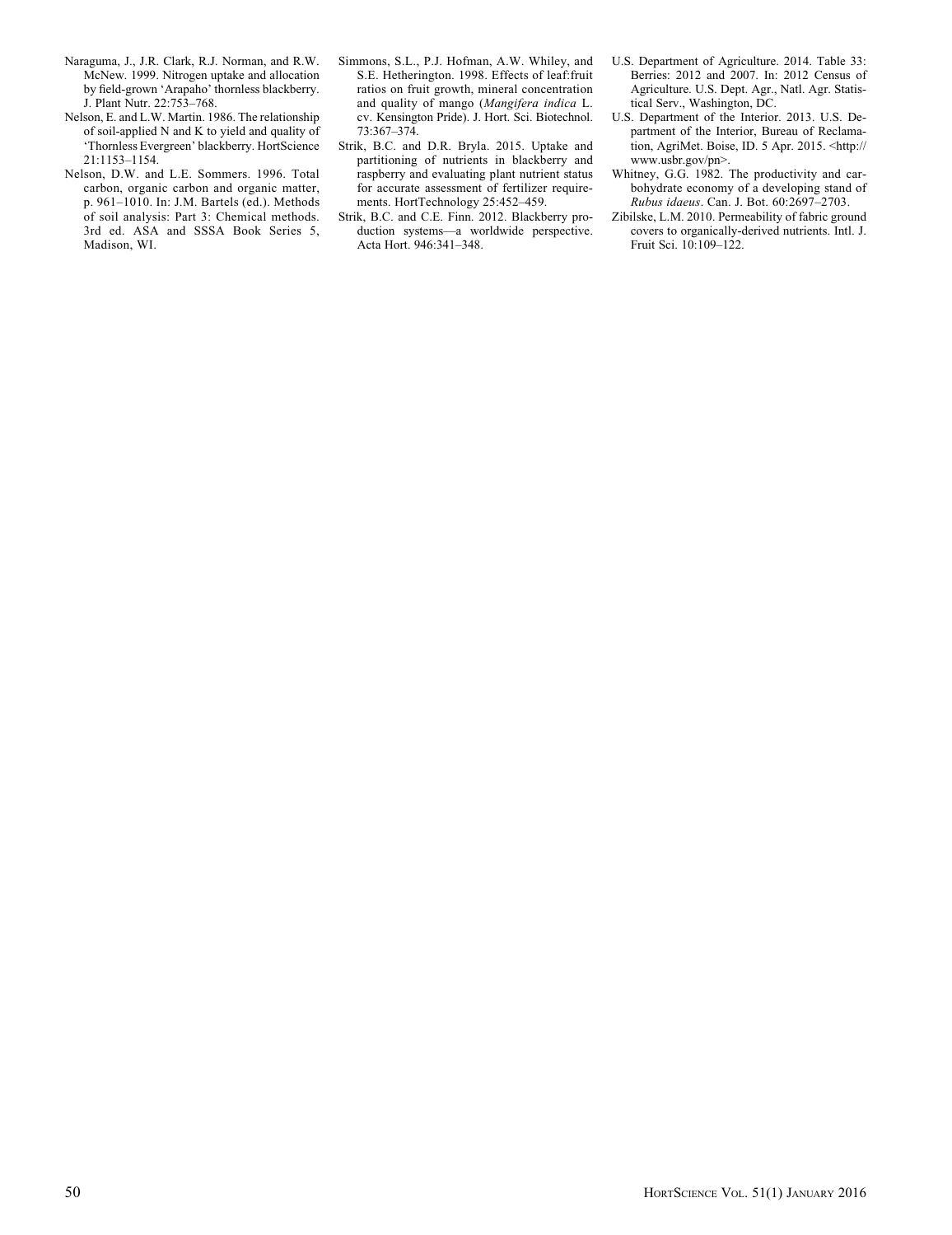Naraguma, J., J.R. Clark, R.J. Norman, and R.W. McNew. 1999. Nitrogen uptake and allocation by field-grown 'Arapaho' thornless blackberry. J. Plant Nutr. 22:753–768.

Nelson, E. and L.W. Martin. 1986. The relationship of soil-applied N and K to yield and quality of 'Thornless Evergreen' blackberry. HortScience 21:1153–1154.

Nelson, D.W. and L.E. Sommers. 1996. Total carbon, organic carbon and organic matter, p. 961–1010. In: J.M. Bartels (ed.). Methods of soil analysis: Part 3: Chemical methods. 3rd ed. ASA and SSSA Book Series 5, Madison, WI.

Simmons, S.L., P.J. Hofman, A.W. Whiley, and S.E. Hetherington. 1998. Effects of leaf:fruit ratios on fruit growth, mineral concentration and quality of mango (*Mangifera indica* L. cv. Kensington Pride). J. Hort. Sci. Biotechnol. 73:367–374.

Strik, B.C. and D.R. Bryla. 2015. Uptake and partitioning of nutrients in blackberry and raspberry and evaluating plant nutrient status for accurate assessment of fertilizer requirements. HortTechnology 25:452–459.

Strik, B.C. and C.E. Finn. 2012. Blackberry production systems—a worldwide perspective. Acta Hort. 946:341–348.

U.S. Department of Agriculture. 2014. Table 33: Berries: 2012 and 2007. In: 2012 Census of Agriculture. U.S. Dept. Agr., Natl. Agr. Statistical Serv., Washington, DC.

U.S. Department of the Interior. 2013. U.S. Department of the Interior, Bureau of Reclamation, AgriMet. Boise, ID. 5 Apr. 2015. <http://www.usbr.gov/pn>.

Whitney, G.G. 1982. The productivity and carbohydrate economy of a developing stand of *Rubus idaeus*. Can. J. Bot. 60:2697–2703.

Zibilske, L.M. 2010. Permeability of fabric ground covers to organically-derived nutrients. Intl. J. Fruit Sci. 10:109–122.